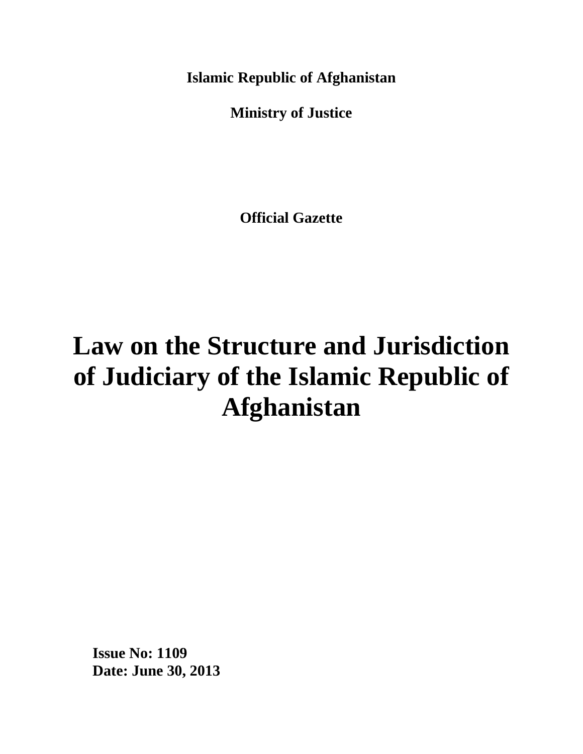**Islamic Republic of Afghanistan**

**Ministry of Justice**

**Official Gazette**

# Law on the Structure and Jurisdiction of Judiciary of the Islamic Republic of Afghanistan

**Issue No: 1109**
**Date: June 30, 2013**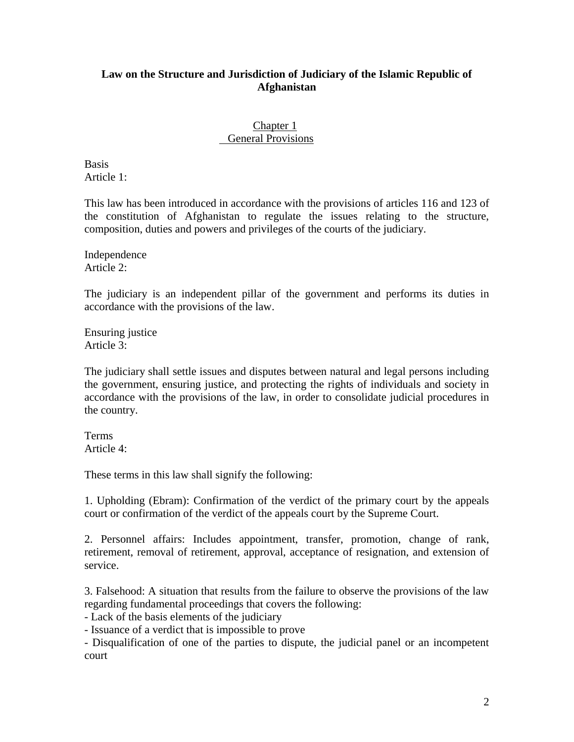# Law on the Structure and Jurisdiction of Judiciary of the Islamic Republic of Afghanistan

## Chapter 1
## General Provisions

Basis
Article 1:

This law has been introduced in accordance with the provisions of articles 116 and 123 of the constitution of Afghanistan to regulate the issues relating to the structure, composition, duties and powers and privileges of the courts of the judiciary.

Independence
Article 2:

The judiciary is an independent pillar of the government and performs its duties in accordance with the provisions of the law.

Ensuring justice
Article 3:

The judiciary shall settle issues and disputes between natural and legal persons including the government, ensuring justice, and protecting the rights of individuals and society in accordance with the provisions of the law, in order to consolidate judicial procedures in the country.

Terms
Article 4:

These terms in this law shall signify the following:

1. Upholding (Ebram): Confirmation of the verdict of the primary court by the appeals court or confirmation of the verdict of the appeals court by the Supreme Court.

2. Personnel affairs: Includes appointment, transfer, promotion, change of rank, retirement, removal of retirement, approval, acceptance of resignation, and extension of service.

3. Falsehood: A situation that results from the failure to observe the provisions of the law regarding fundamental proceedings that covers the following:
- Lack of the basis elements of the judiciary
- Issuance of a verdict that is impossible to prove
- Disqualification of one of the parties to dispute, the judicial panel or an incompetent court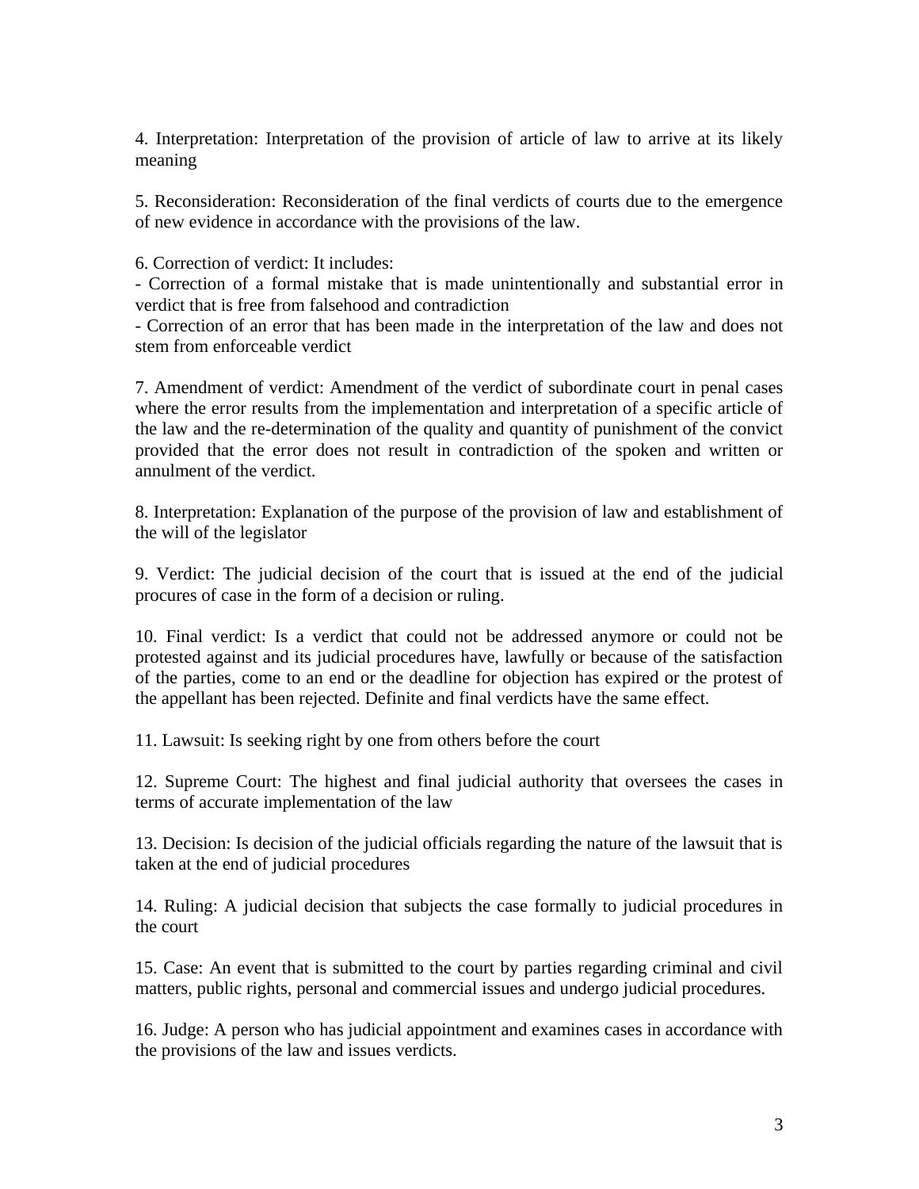4. Interpretation: Interpretation of the provision of article of law to arrive at its likely meaning

5. Reconsideration: Reconsideration of the final verdicts of courts due to the emergence of new evidence in accordance with the provisions of the law.

6. Correction of verdict: It includes:
- Correction of a formal mistake that is made unintentionally and substantial error in verdict that is free from falsehood and contradiction
- Correction of an error that has been made in the interpretation of the law and does not stem from enforceable verdict

7. Amendment of verdict: Amendment of the verdict of subordinate court in penal cases where the error results from the implementation and interpretation of a specific article of the law and the re-determination of the quality and quantity of punishment of the convict provided that the error does not result in contradiction of the spoken and written or annulment of the verdict.

8. Interpretation: Explanation of the purpose of the provision of law and establishment of the will of the legislator

9. Verdict: The judicial decision of the court that is issued at the end of the judicial procures of case in the form of a decision or ruling.

10. Final verdict: Is a verdict that could not be addressed anymore or could not be protested against and its judicial procedures have, lawfully or because of the satisfaction of the parties, come to an end or the deadline for objection has expired or the protest of the appellant has been rejected. Definite and final verdicts have the same effect.

11. Lawsuit: Is seeking right by one from others before the court

12. Supreme Court: The highest and final judicial authority that oversees the cases in terms of accurate implementation of the law

13. Decision: Is decision of the judicial officials regarding the nature of the lawsuit that is taken at the end of judicial procedures

14. Ruling: A judicial decision that subjects the case formally to judicial procedures in the court

15. Case: An event that is submitted to the court by parties regarding criminal and civil matters, public rights, personal and commercial issues and undergo judicial procedures.

16. Judge: A person who has judicial appointment and examines cases in accordance with the provisions of the law and issues verdicts.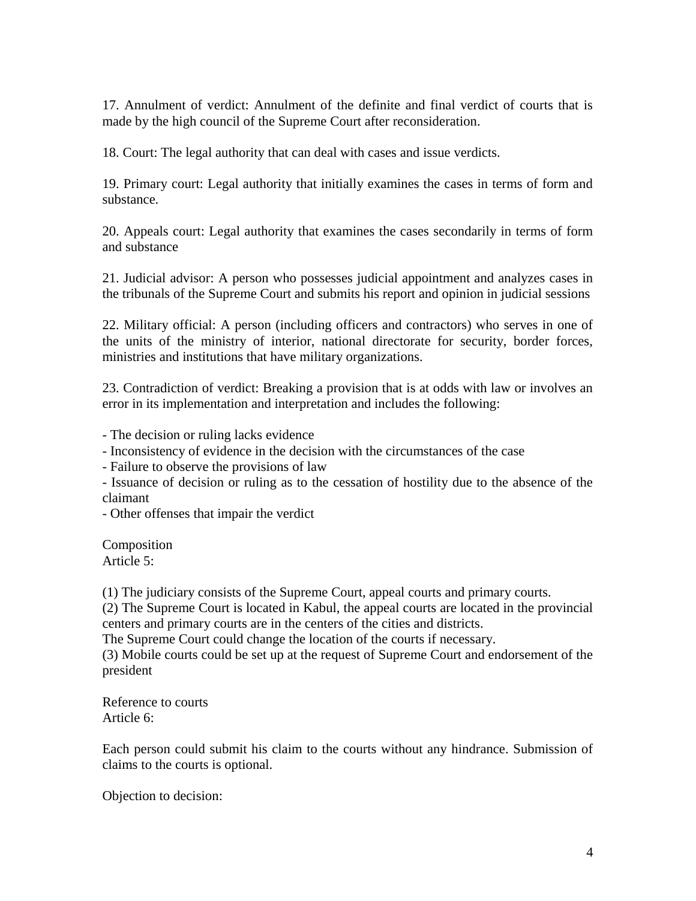17. Annulment of verdict: Annulment of the definite and final verdict of courts that is made by the high council of the Supreme Court after reconsideration.

18. Court: The legal authority that can deal with cases and issue verdicts.

19. Primary court: Legal authority that initially examines the cases in terms of form and substance.

20. Appeals court: Legal authority that examines the cases secondarily in terms of form and substance

21. Judicial advisor: A person who possesses judicial appointment and analyzes cases in the tribunals of the Supreme Court and submits his report and opinion in judicial sessions

22. Military official: A person (including officers and contractors) who serves in one of the units of the ministry of interior, national directorate for security, border forces, ministries and institutions that have military organizations.

23. Contradiction of verdict: Breaking a provision that is at odds with law or involves an error in its implementation and interpretation and includes the following:

- The decision or ruling lacks evidence
- Inconsistency of evidence in the decision with the circumstances of the case
- Failure to observe the provisions of law
- Issuance of decision or ruling as to the cessation of hostility due to the absence of the claimant
- Other offenses that impair the verdict

Composition
Article 5:

(1) The judiciary consists of the Supreme Court, appeal courts and primary courts.
(2) The Supreme Court is located in Kabul, the appeal courts are located in the provincial centers and primary courts are in the centers of the cities and districts.
The Supreme Court could change the location of the courts if necessary.
(3) Mobile courts could be set up at the request of Supreme Court and endorsement of the president

Reference to courts
Article 6:

Each person could submit his claim to the courts without any hindrance. Submission of claims to the courts is optional.

Objection to decision: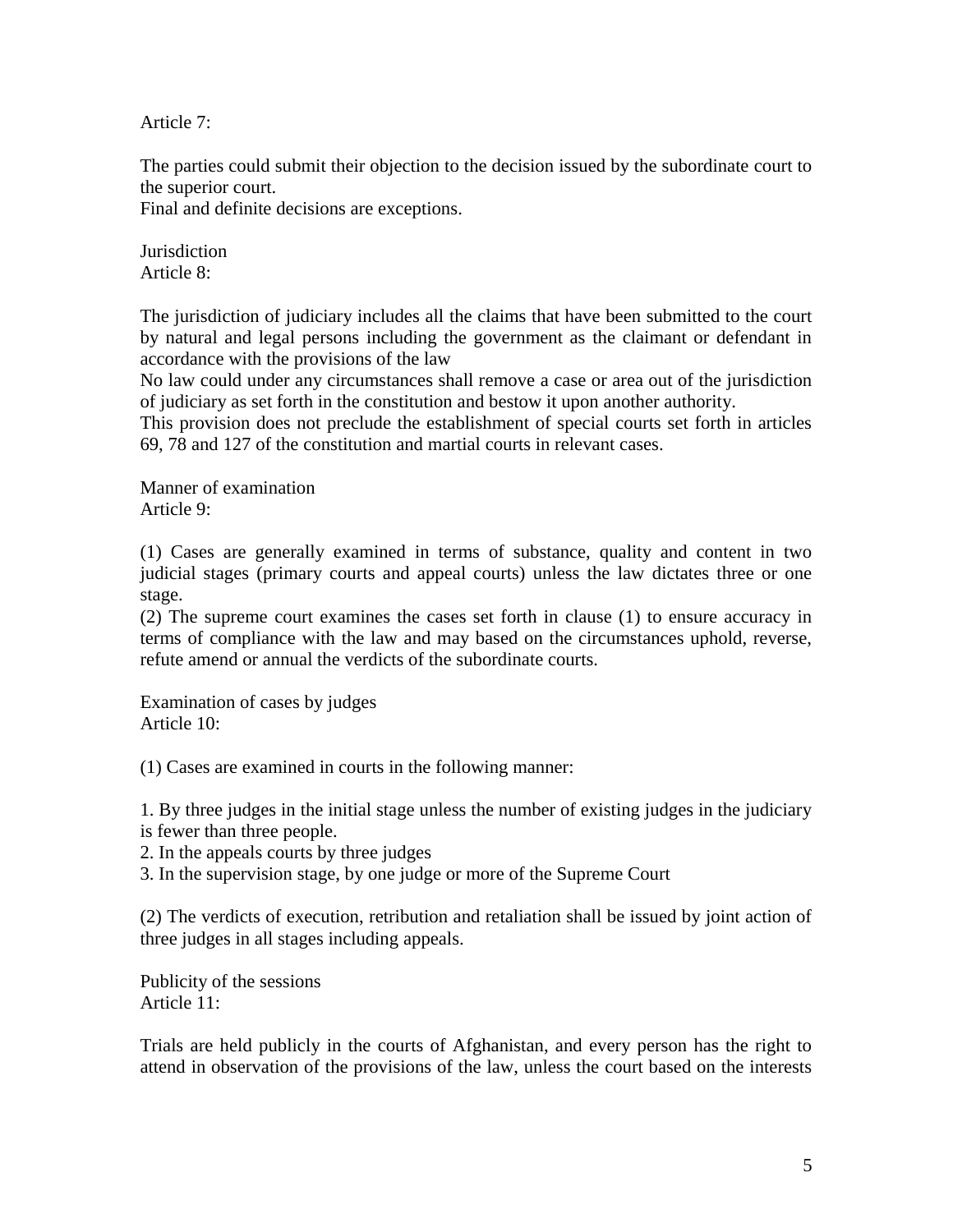Article 7:

The parties could submit their objection to the decision issued by the subordinate court to the superior court.
Final and definite decisions are exceptions.

Jurisdiction
Article 8:

The jurisdiction of judiciary includes all the claims that have been submitted to the court by natural and legal persons including the government as the claimant or defendant in accordance with the provisions of the law
No law could under any circumstances shall remove a case or area out of the jurisdiction of judiciary as set forth in the constitution and bestow it upon another authority.
This provision does not preclude the establishment of special courts set forth in articles 69, 78 and 127 of the constitution and martial courts in relevant cases.

Manner of examination
Article 9:

(1) Cases are generally examined in terms of substance, quality and content in two judicial stages (primary courts and appeal courts) unless the law dictates three or one stage.
(2) The supreme court examines the cases set forth in clause (1) to ensure accuracy in terms of compliance with the law and may based on the circumstances uphold, reverse, refute amend or annual the verdicts of the subordinate courts.

Examination of cases by judges
Article 10:

(1) Cases are examined in courts in the following manner:

1. By three judges in the initial stage unless the number of existing judges in the judiciary is fewer than three people.
2. In the appeals courts by three judges
3. In the supervision stage, by one judge or more of the Supreme Court

(2) The verdicts of execution, retribution and retaliation shall be issued by joint action of three judges in all stages including appeals.

Publicity of the sessions
Article 11:

Trials are held publicly in the courts of Afghanistan, and every person has the right to attend in observation of the provisions of the law, unless the court based on the interests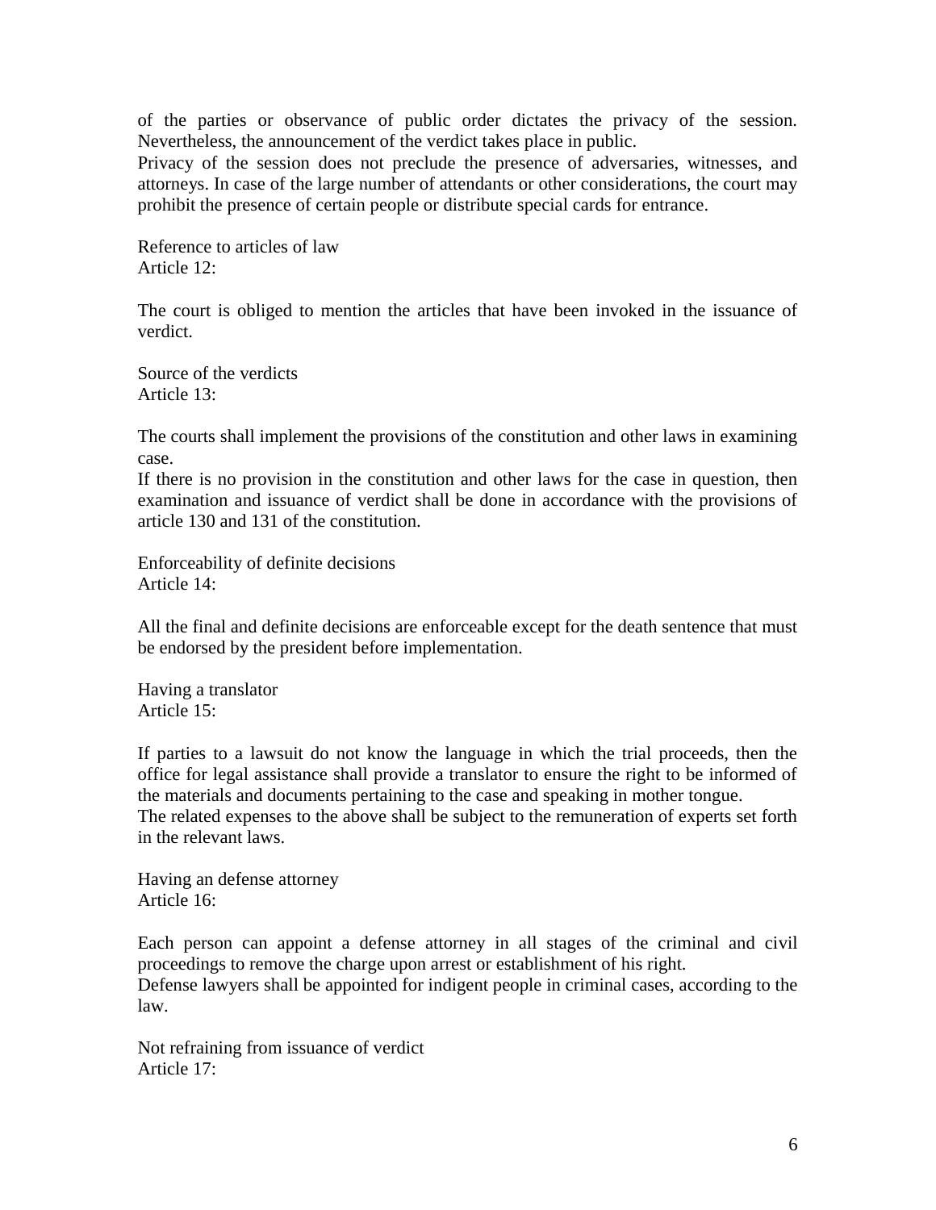of the parties or observance of public order dictates the privacy of the session. Nevertheless, the announcement of the verdict takes place in public.
Privacy of the session does not preclude the presence of adversaries, witnesses, and attorneys. In case of the large number of attendants or other considerations, the court may prohibit the presence of certain people or distribute special cards for entrance.

Reference to articles of law
Article 12:

The court is obliged to mention the articles that have been invoked in the issuance of verdict.

Source of the verdicts
Article 13:

The courts shall implement the provisions of the constitution and other laws in examining case.
If there is no provision in the constitution and other laws for the case in question, then examination and issuance of verdict shall be done in accordance with the provisions of article 130 and 131 of the constitution.

Enforceability of definite decisions
Article 14:

All the final and definite decisions are enforceable except for the death sentence that must be endorsed by the president before implementation.

Having a translator
Article 15:

If parties to a lawsuit do not know the language in which the trial proceeds, then the office for legal assistance shall provide a translator to ensure the right to be informed of the materials and documents pertaining to the case and speaking in mother tongue.
The related expenses to the above shall be subject to the remuneration of experts set forth in the relevant laws.

Having an defense attorney
Article 16:

Each person can appoint a defense attorney in all stages of the criminal and civil proceedings to remove the charge upon arrest or establishment of his right.
Defense lawyers shall be appointed for indigent people in criminal cases, according to the law.

Not refraining from issuance of verdict
Article 17: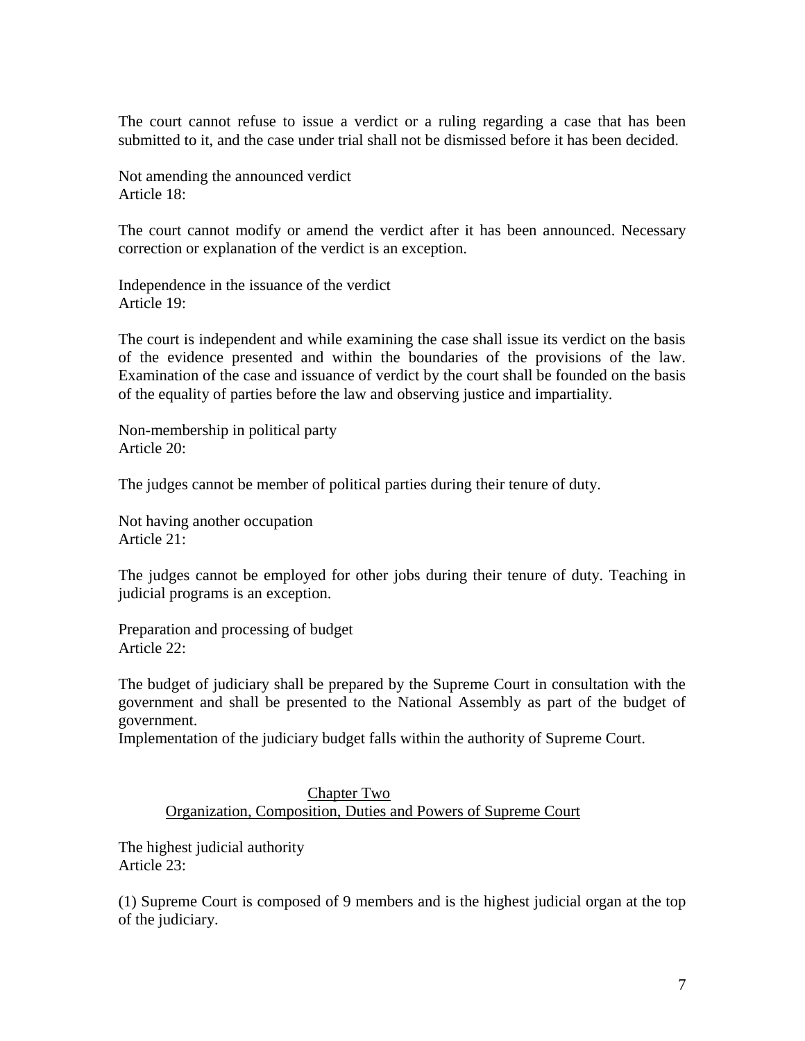The court cannot refuse to issue a verdict or a ruling regarding a case that has been submitted to it, and the case under trial shall not be dismissed before it has been decided.

Not amending the announced verdict
Article 18:

The court cannot modify or amend the verdict after it has been announced. Necessary correction or explanation of the verdict is an exception.

Independence in the issuance of the verdict
Article 19:

The court is independent and while examining the case shall issue its verdict on the basis of the evidence presented and within the boundaries of the provisions of the law. Examination of the case and issuance of verdict by the court shall be founded on the basis of the equality of parties before the law and observing justice and impartiality.

Non-membership in political party
Article 20:

The judges cannot be member of political parties during their tenure of duty.

Not having another occupation
Article 21:

The judges cannot be employed for other jobs during their tenure of duty. Teaching in judicial programs is an exception.

Preparation and processing of budget
Article 22:

The budget of judiciary shall be prepared by the Supreme Court in consultation with the government and shall be presented to the National Assembly as part of the budget of government.
Implementation of the judiciary budget falls within the authority of Supreme Court.

## Chapter Two
## Organization, Composition, Duties and Powers of Supreme Court

The highest judicial authority
Article 23:

(1) Supreme Court is composed of 9 members and is the highest judicial organ at the top of the judiciary.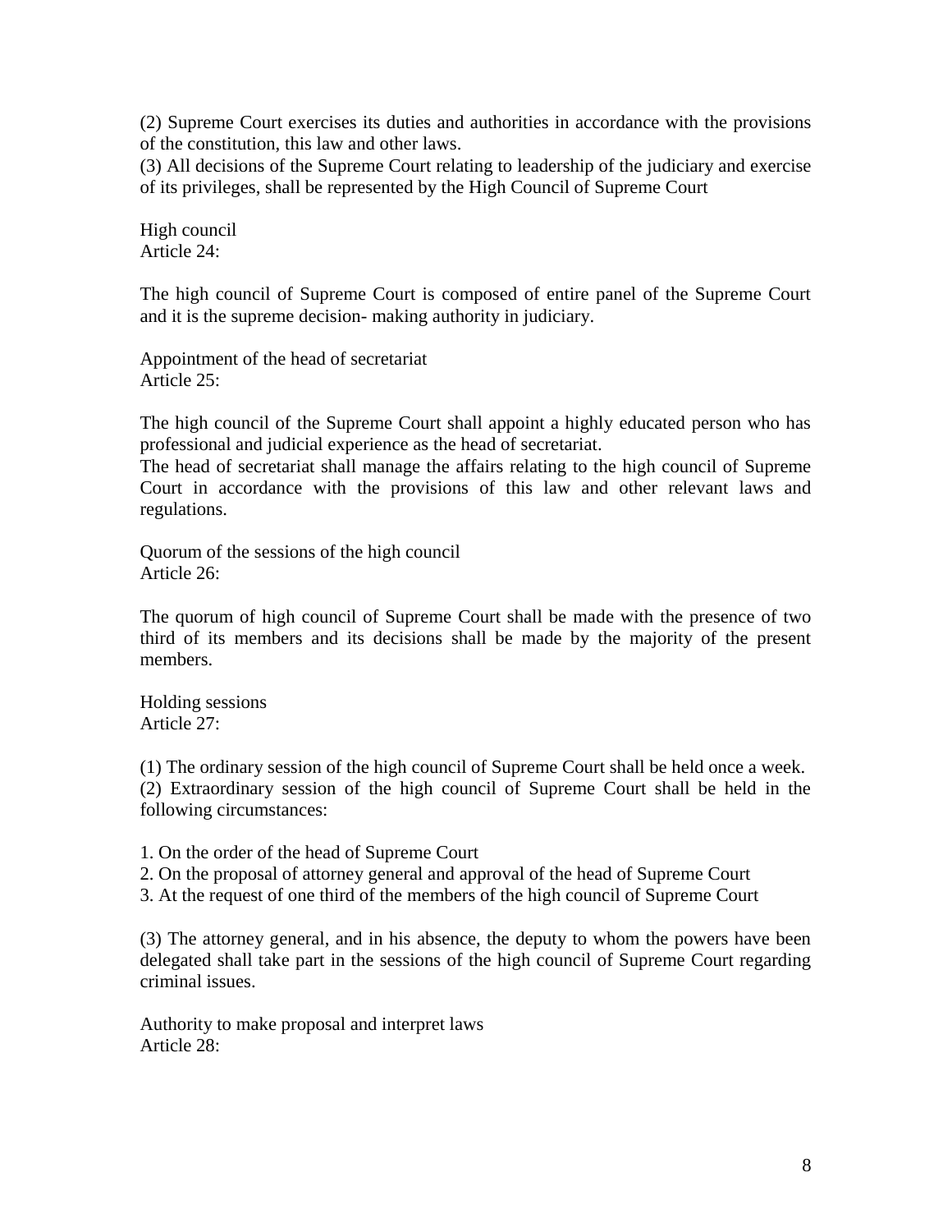(2) Supreme Court exercises its duties and authorities in accordance with the provisions of the constitution, this law and other laws.
(3) All decisions of the Supreme Court relating to leadership of the judiciary and exercise of its privileges, shall be represented by the High Council of Supreme Court

High council
Article 24:

The high council of Supreme Court is composed of entire panel of the Supreme Court and it is the supreme decision- making authority in judiciary.

Appointment of the head of secretariat
Article 25:

The high council of the Supreme Court shall appoint a highly educated person who has professional and judicial experience as the head of secretariat.
The head of secretariat shall manage the affairs relating to the high council of Supreme Court in accordance with the provisions of this law and other relevant laws and regulations.

Quorum of the sessions of the high council
Article 26:

The quorum of high council of Supreme Court shall be made with the presence of two third of its members and its decisions shall be made by the majority of the present members.

Holding sessions
Article 27:

(1) The ordinary session of the high council of Supreme Court shall be held once a week.
(2) Extraordinary session of the high council of Supreme Court shall be held in the following circumstances:

1. On the order of the head of Supreme Court
2. On the proposal of attorney general and approval of the head of Supreme Court
3. At the request of one third of the members of the high council of Supreme Court

(3) The attorney general, and in his absence, the deputy to whom the powers have been delegated shall take part in the sessions of the high council of Supreme Court regarding criminal issues.

Authority to make proposal and interpret laws
Article 28: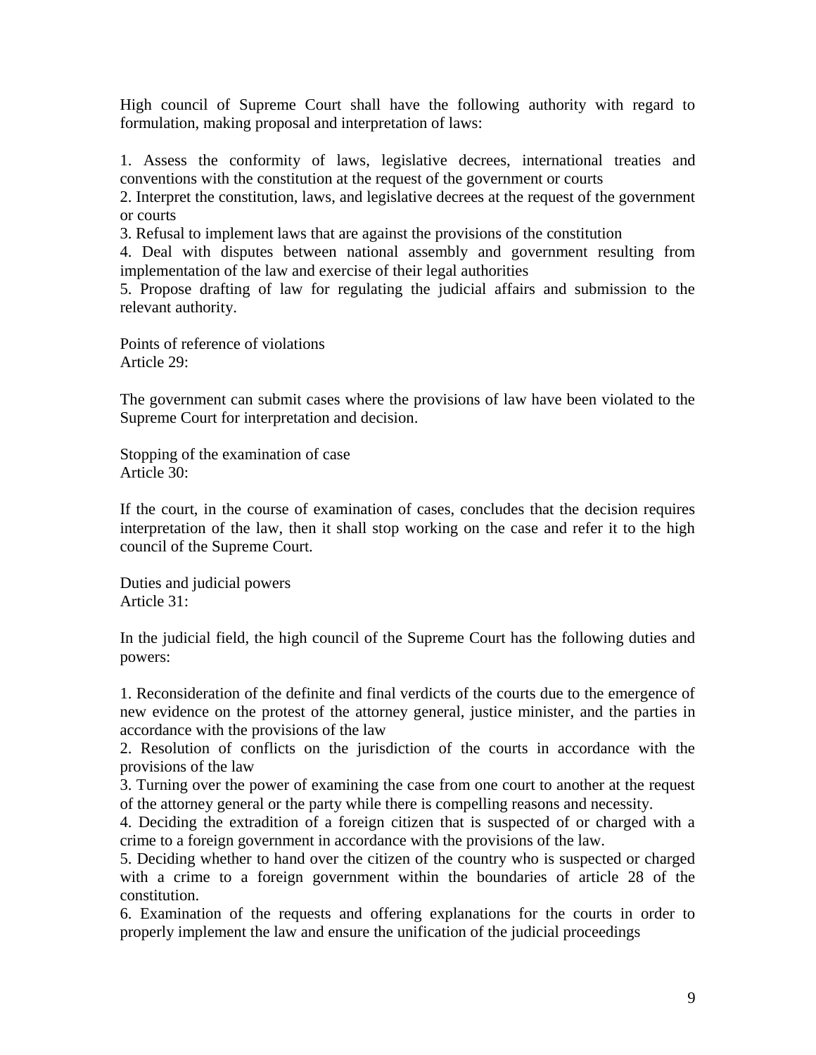High council of Supreme Court shall have the following authority with regard to formulation, making proposal and interpretation of laws:

1. Assess the conformity of laws, legislative decrees, international treaties and conventions with the constitution at the request of the government or courts
2. Interpret the constitution, laws, and legislative decrees at the request of the government or courts
3. Refusal to implement laws that are against the provisions of the constitution
4. Deal with disputes between national assembly and government resulting from implementation of the law and exercise of their legal authorities
5. Propose drafting of law for regulating the judicial affairs and submission to the relevant authority.

Points of reference of violations
Article 29:

The government can submit cases where the provisions of law have been violated to the Supreme Court for interpretation and decision.

Stopping of the examination of case
Article 30:

If the court, in the course of examination of cases, concludes that the decision requires interpretation of the law, then it shall stop working on the case and refer it to the high council of the Supreme Court.

Duties and judicial powers
Article 31:

In the judicial field, the high council of the Supreme Court has the following duties and powers:

1. Reconsideration of the definite and final verdicts of the courts due to the emergence of new evidence on the protest of the attorney general, justice minister, and the parties in accordance with the provisions of the law
2. Resolution of conflicts on the jurisdiction of the courts in accordance with the provisions of the law
3. Turning over the power of examining the case from one court to another at the request of the attorney general or the party while there is compelling reasons and necessity.
4. Deciding the extradition of a foreign citizen that is suspected of or charged with a crime to a foreign government in accordance with the provisions of the law.
5. Deciding whether to hand over the citizen of the country who is suspected or charged with a crime to a foreign government within the boundaries of article 28 of the constitution.
6. Examination of the requests and offering explanations for the courts in order to properly implement the law and ensure the unification of the judicial proceedings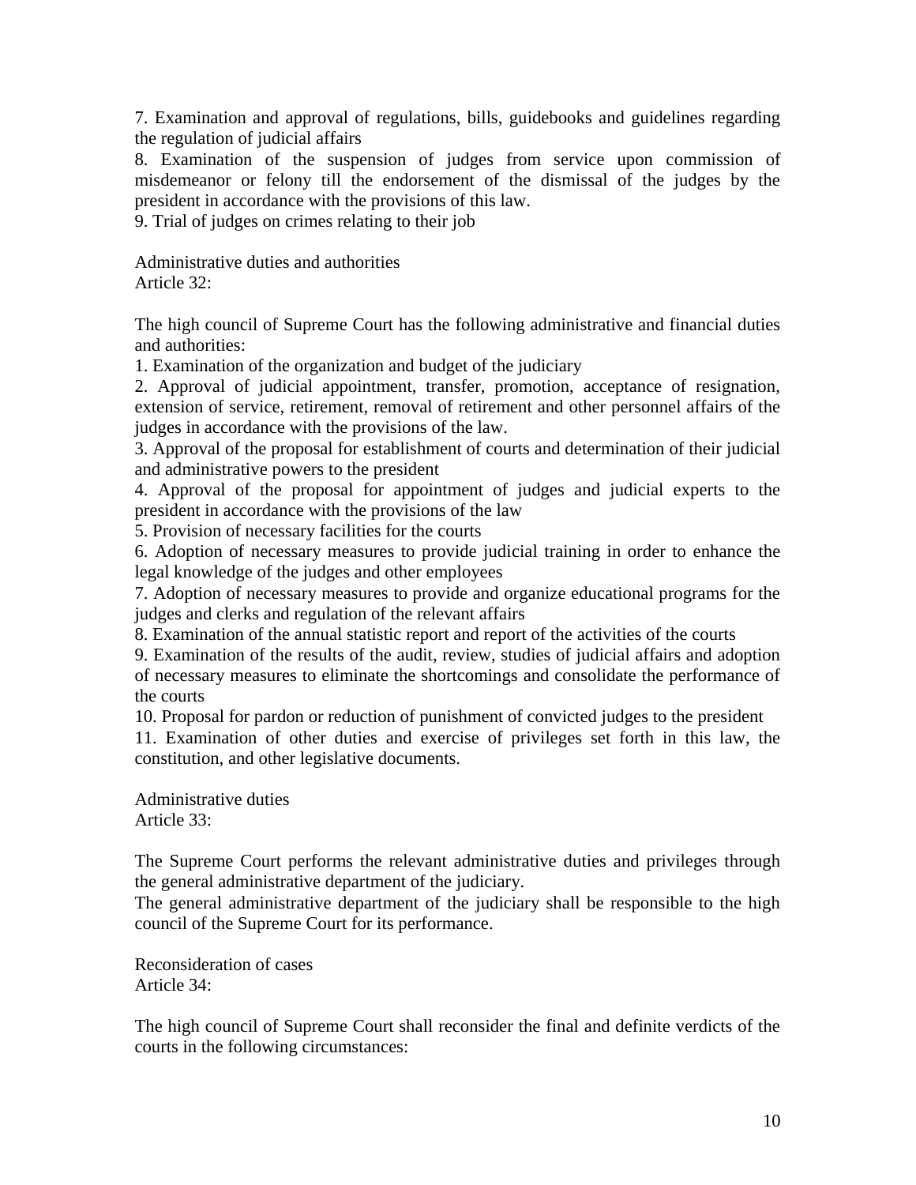7. Examination and approval of regulations, bills, guidebooks and guidelines regarding the regulation of judicial affairs

8. Examination of the suspension of judges from service upon commission of misdemeanor or felony till the endorsement of the dismissal of the judges by the president in accordance with the provisions of this law.

9. Trial of judges on crimes relating to their job

Administrative duties and authorities
Article 32:

The high council of Supreme Court has the following administrative and financial duties and authorities:

1. Examination of the organization and budget of the judiciary
2. Approval of judicial appointment, transfer, promotion, acceptance of resignation, extension of service, retirement, removal of retirement and other personnel affairs of the judges in accordance with the provisions of the law.
3. Approval of the proposal for establishment of courts and determination of their judicial and administrative powers to the president
4. Approval of the proposal for appointment of judges and judicial experts to the president in accordance with the provisions of the law
5. Provision of necessary facilities for the courts
6. Adoption of necessary measures to provide judicial training in order to enhance the legal knowledge of the judges and other employees
7. Adoption of necessary measures to provide and organize educational programs for the judges and clerks and regulation of the relevant affairs
8. Examination of the annual statistic report and report of the activities of the courts
9. Examination of the results of the audit, review, studies of judicial affairs and adoption of necessary measures to eliminate the shortcomings and consolidate the performance of the courts
10. Proposal for pardon or reduction of punishment of convicted judges to the president
11. Examination of other duties and exercise of privileges set forth in this law, the constitution, and other legislative documents.

Administrative duties
Article 33:

The Supreme Court performs the relevant administrative duties and privileges through the general administrative department of the judiciary.
The general administrative department of the judiciary shall be responsible to the high council of the Supreme Court for its performance.

Reconsideration of cases
Article 34:

The high council of Supreme Court shall reconsider the final and definite verdicts of the courts in the following circumstances: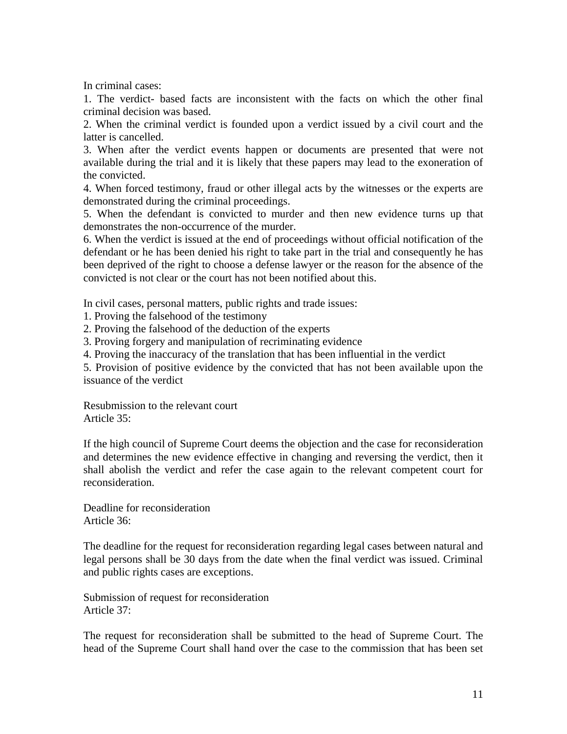In criminal cases:

1. The verdict- based facts are inconsistent with the facts on which the other final criminal decision was based.
2. When the criminal verdict is founded upon a verdict issued by a civil court and the latter is cancelled.
3. When after the verdict events happen or documents are presented that were not available during the trial and it is likely that these papers may lead to the exoneration of the convicted.
4. When forced testimony, fraud or other illegal acts by the witnesses or the experts are demonstrated during the criminal proceedings.
5. When the defendant is convicted to murder and then new evidence turns up that demonstrates the non-occurrence of the murder.
6. When the verdict is issued at the end of proceedings without official notification of the defendant or he has been denied his right to take part in the trial and consequently he has been deprived of the right to choose a defense lawyer or the reason for the absence of the convicted is not clear or the court has not been notified about this.

In civil cases, personal matters, public rights and trade issues:

1. Proving the falsehood of the testimony
2. Proving the falsehood of the deduction of the experts
3. Proving forgery and manipulation of recriminating evidence
4. Proving the inaccuracy of the translation that has been influential in the verdict
5. Provision of positive evidence by the convicted that has not been available upon the issuance of the verdict

Resubmission to the relevant court
Article 35:

If the high council of Supreme Court deems the objection and the case for reconsideration and determines the new evidence effective in changing and reversing the verdict, then it shall abolish the verdict and refer the case again to the relevant competent court for reconsideration.

Deadline for reconsideration
Article 36:

The deadline for the request for reconsideration regarding legal cases between natural and legal persons shall be 30 days from the date when the final verdict was issued. Criminal and public rights cases are exceptions.

Submission of request for reconsideration
Article 37:

The request for reconsideration shall be submitted to the head of Supreme Court. The head of the Supreme Court shall hand over the case to the commission that has been set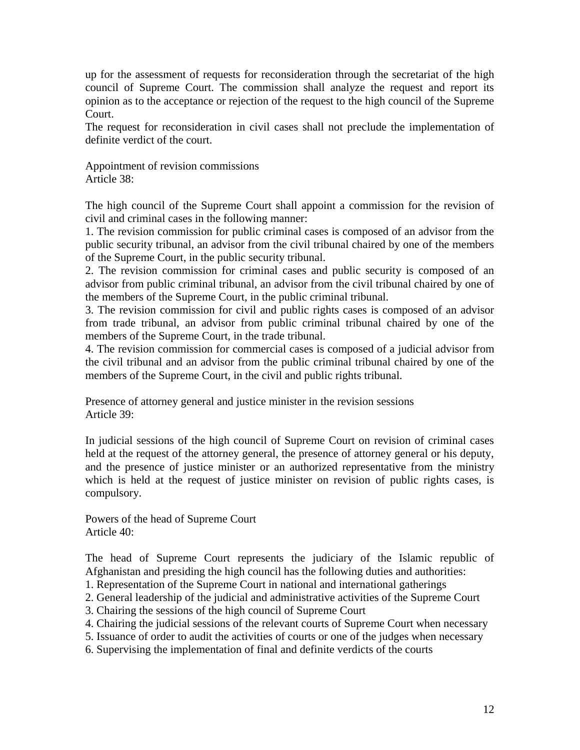up for the assessment of requests for reconsideration through the secretariat of the high council of Supreme Court. The commission shall analyze the request and report its opinion as to the acceptance or rejection of the request to the high council of the Supreme Court.

The request for reconsideration in civil cases shall not preclude the implementation of definite verdict of the court.

Appointment of revision commissions
Article 38:

The high council of the Supreme Court shall appoint a commission for the revision of civil and criminal cases in the following manner:

1. The revision commission for public criminal cases is composed of an advisor from the public security tribunal, an advisor from the civil tribunal chaired by one of the members of the Supreme Court, in the public security tribunal.
2. The revision commission for criminal cases and public security is composed of an advisor from public criminal tribunal, an advisor from the civil tribunal chaired by one of the members of the Supreme Court, in the public criminal tribunal.
3. The revision commission for civil and public rights cases is composed of an advisor from trade tribunal, an advisor from public criminal tribunal chaired by one of the members of the Supreme Court, in the trade tribunal.
4. The revision commission for commercial cases is composed of a judicial advisor from the civil tribunal and an advisor from the public criminal tribunal chaired by one of the members of the Supreme Court, in the civil and public rights tribunal.

Presence of attorney general and justice minister in the revision sessions
Article 39:

In judicial sessions of the high council of Supreme Court on revision of criminal cases held at the request of the attorney general, the presence of attorney general or his deputy, and the presence of justice minister or an authorized representative from the ministry which is held at the request of justice minister on revision of public rights cases, is compulsory.

Powers of the head of Supreme Court
Article 40:

The head of Supreme Court represents the judiciary of the Islamic republic of Afghanistan and presiding the high council has the following duties and authorities:

1. Representation of the Supreme Court in national and international gatherings
2. General leadership of the judicial and administrative activities of the Supreme Court
3. Chairing the sessions of the high council of Supreme Court
4. Chairing the judicial sessions of the relevant courts of Supreme Court when necessary
5. Issuance of order to audit the activities of courts or one of the judges when necessary
6. Supervising the implementation of final and definite verdicts of the courts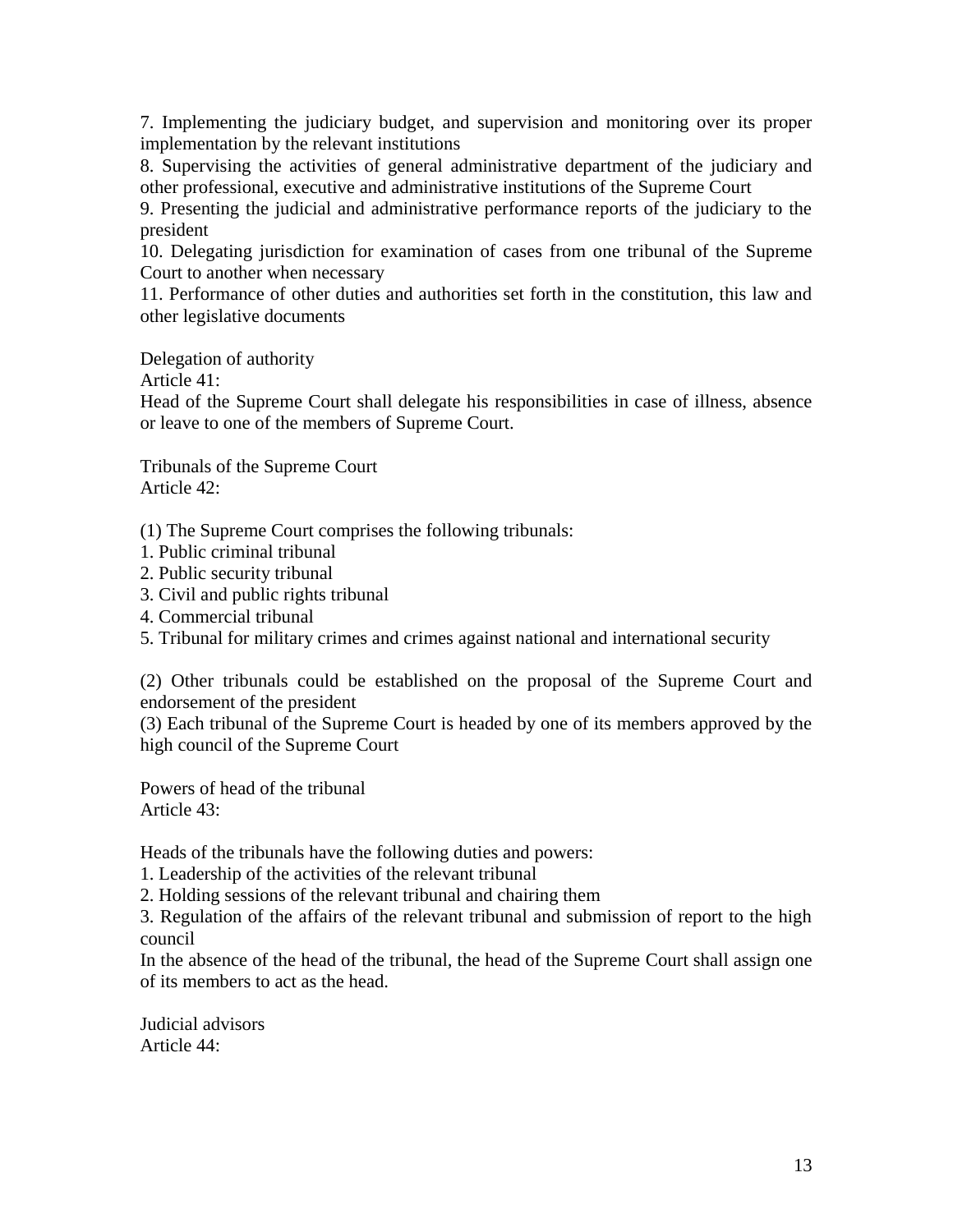7. Implementing the judiciary budget, and supervision and monitoring over its proper implementation by the relevant institutions
8. Supervising the activities of general administrative department of the judiciary and other professional, executive and administrative institutions of the Supreme Court
9. Presenting the judicial and administrative performance reports of the judiciary to the president
10. Delegating jurisdiction for examination of cases from one tribunal of the Supreme Court to another when necessary
11. Performance of other duties and authorities set forth in the constitution, this law and other legislative documents

Delegation of authority
Article 41:
Head of the Supreme Court shall delegate his responsibilities in case of illness, absence or leave to one of the members of Supreme Court.

Tribunals of the Supreme Court
Article 42:

(1) The Supreme Court comprises the following tribunals:
1. Public criminal tribunal
2. Public security tribunal
3. Civil and public rights tribunal
4. Commercial tribunal
5. Tribunal for military crimes and crimes against national and international security

(2) Other tribunals could be established on the proposal of the Supreme Court and endorsement of the president
(3) Each tribunal of the Supreme Court is headed by one of its members approved by the high council of the Supreme Court

Powers of head of the tribunal
Article 43:

Heads of the tribunals have the following duties and powers:
1. Leadership of the activities of the relevant tribunal
2. Holding sessions of the relevant tribunal and chairing them
3. Regulation of the affairs of the relevant tribunal and submission of report to the high council
In the absence of the head of the tribunal, the head of the Supreme Court shall assign one of its members to act as the head.

Judicial advisors
Article 44: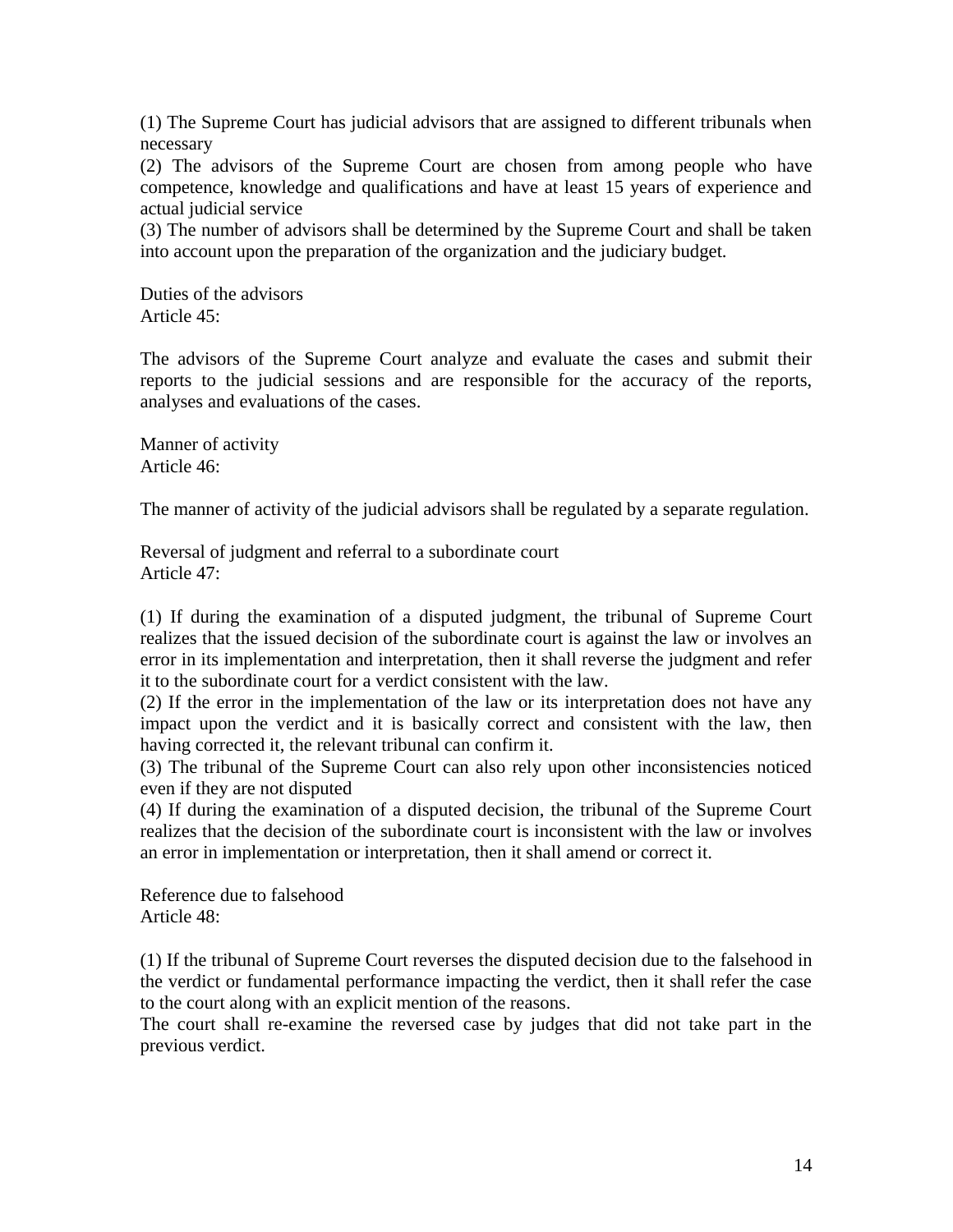(1) The Supreme Court has judicial advisors that are assigned to different tribunals when necessary

(2) The advisors of the Supreme Court are chosen from among people who have competence, knowledge and qualifications and have at least 15 years of experience and actual judicial service

(3) The number of advisors shall be determined by the Supreme Court and shall be taken into account upon the preparation of the organization and the judiciary budget.

Duties of the advisors
Article 45:

The advisors of the Supreme Court analyze and evaluate the cases and submit their reports to the judicial sessions and are responsible for the accuracy of the reports, analyses and evaluations of the cases.

Manner of activity
Article 46:

The manner of activity of the judicial advisors shall be regulated by a separate regulation.

Reversal of judgment and referral to a subordinate court
Article 47:

(1) If during the examination of a disputed judgment, the tribunal of Supreme Court realizes that the issued decision of the subordinate court is against the law or involves an error in its implementation and interpretation, then it shall reverse the judgment and refer it to the subordinate court for a verdict consistent with the law.

(2) If the error in the implementation of the law or its interpretation does not have any impact upon the verdict and it is basically correct and consistent with the law, then having corrected it, the relevant tribunal can confirm it.

(3) The tribunal of the Supreme Court can also rely upon other inconsistencies noticed even if they are not disputed

(4) If during the examination of a disputed decision, the tribunal of the Supreme Court realizes that the decision of the subordinate court is inconsistent with the law or involves an error in implementation or interpretation, then it shall amend or correct it.

Reference due to falsehood
Article 48:

(1) If the tribunal of Supreme Court reverses the disputed decision due to the falsehood in the verdict or fundamental performance impacting the verdict, then it shall refer the case to the court along with an explicit mention of the reasons.

The court shall re-examine the reversed case by judges that did not take part in the previous verdict.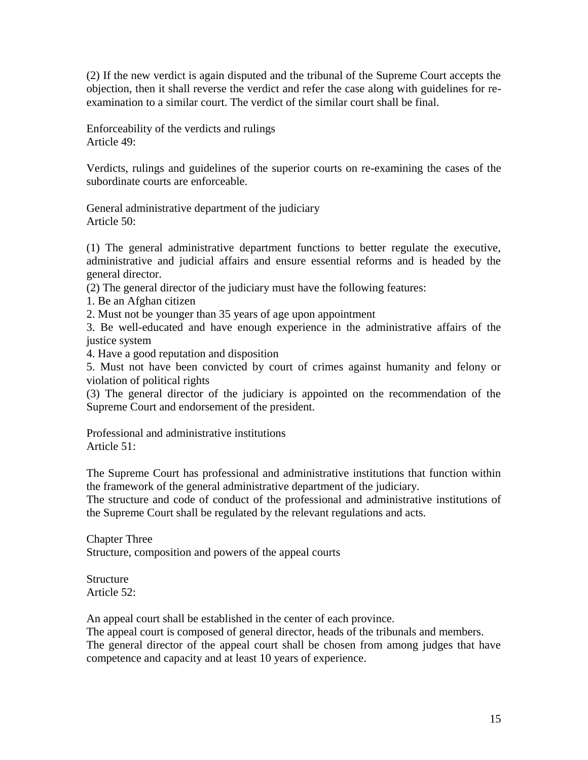(2) If the new verdict is again disputed and the tribunal of the Supreme Court accepts the objection, then it shall reverse the verdict and refer the case along with guidelines for re-examination to a similar court. The verdict of the similar court shall be final.

Enforceability of the verdicts and rulings
Article 49:

Verdicts, rulings and guidelines of the superior courts on re-examining the cases of the subordinate courts are enforceable.

General administrative department of the judiciary
Article 50:

(1) The general administrative department functions to better regulate the executive, administrative and judicial affairs and ensure essential reforms and is headed by the general director.
(2) The general director of the judiciary must have the following features:
1. Be an Afghan citizen
2. Must not be younger than 35 years of age upon appointment
3. Be well-educated and have enough experience in the administrative affairs of the justice system
4. Have a good reputation and disposition
5. Must not have been convicted by court of crimes against humanity and felony or violation of political rights
(3) The general director of the judiciary is appointed on the recommendation of the Supreme Court and endorsement of the president.

Professional and administrative institutions
Article 51:

The Supreme Court has professional and administrative institutions that function within the framework of the general administrative department of the judiciary.
The structure and code of conduct of the professional and administrative institutions of the Supreme Court shall be regulated by the relevant regulations and acts.

## Chapter Three
## Structure, composition and powers of the appeal courts

Structure
Article 52:

An appeal court shall be established in the center of each province.
The appeal court is composed of general director, heads of the tribunals and members.
The general director of the appeal court shall be chosen from among judges that have competence and capacity and at least 10 years of experience.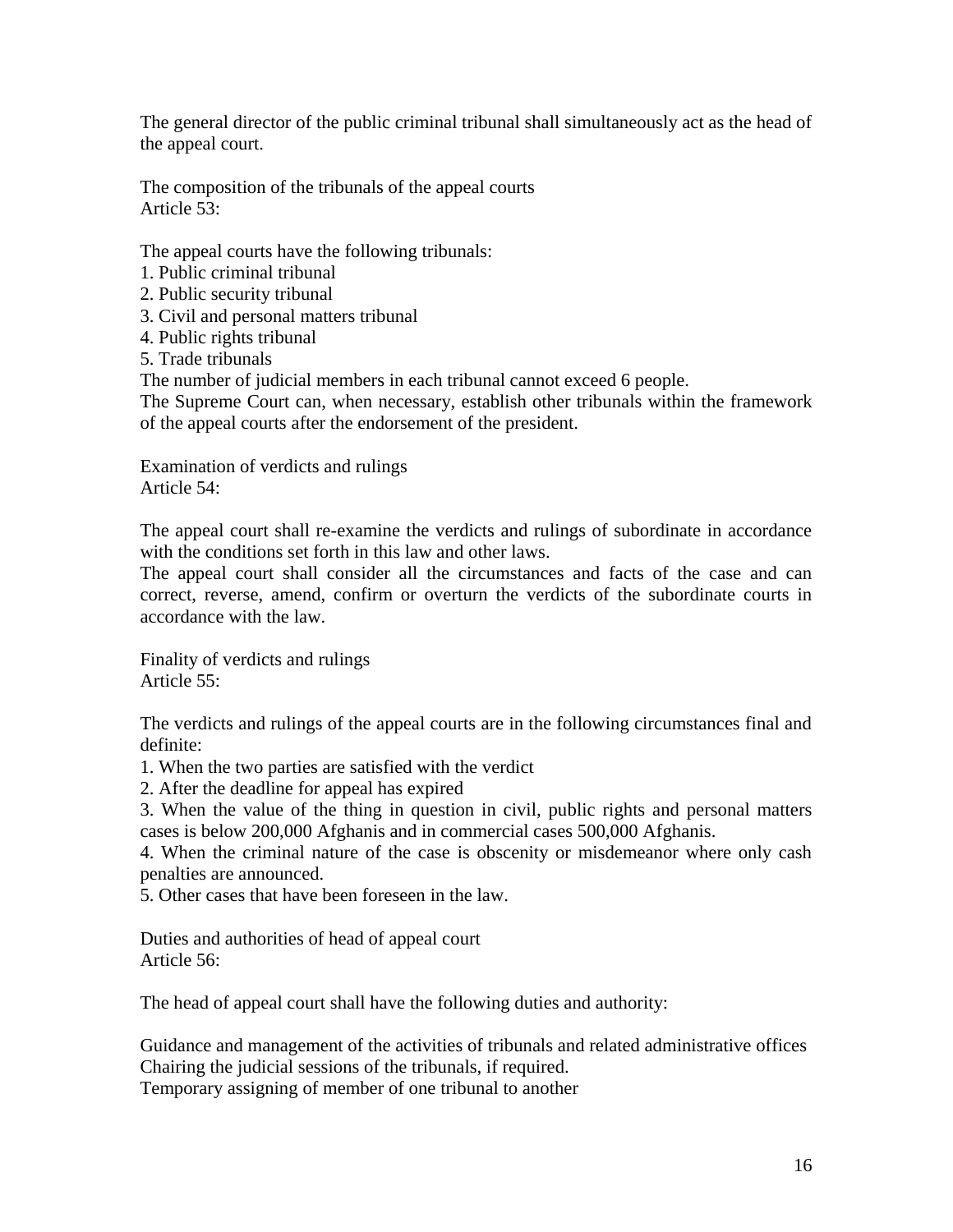The general director of the public criminal tribunal shall simultaneously act as the head of the appeal court.

The composition of the tribunals of the appeal courts
Article 53:

The appeal courts have the following tribunals:
1. Public criminal tribunal
2. Public security tribunal
3. Civil and personal matters tribunal
4. Public rights tribunal
5. Trade tribunals

The number of judicial members in each tribunal cannot exceed 6 people.
The Supreme Court can, when necessary, establish other tribunals within the framework of the appeal courts after the endorsement of the president.

Examination of verdicts and rulings
Article 54:

The appeal court shall re-examine the verdicts and rulings of subordinate in accordance with the conditions set forth in this law and other laws.
The appeal court shall consider all the circumstances and facts of the case and can correct, reverse, amend, confirm or overturn the verdicts of the subordinate courts in accordance with the law.

Finality of verdicts and rulings
Article 55:

The verdicts and rulings of the appeal courts are in the following circumstances final and definite:
1. When the two parties are satisfied with the verdict
2. After the deadline for appeal has expired
3. When the value of the thing in question in civil, public rights and personal matters cases is below 200,000 Afghanis and in commercial cases 500,000 Afghanis.
4. When the criminal nature of the case is obscenity or misdemeanor where only cash penalties are announced.
5. Other cases that have been foreseen in the law.

Duties and authorities of head of appeal court
Article 56:

The head of appeal court shall have the following duties and authority:

Guidance and management of the activities of tribunals and related administrative offices
Chairing the judicial sessions of the tribunals, if required.
Temporary assigning of member of one tribunal to another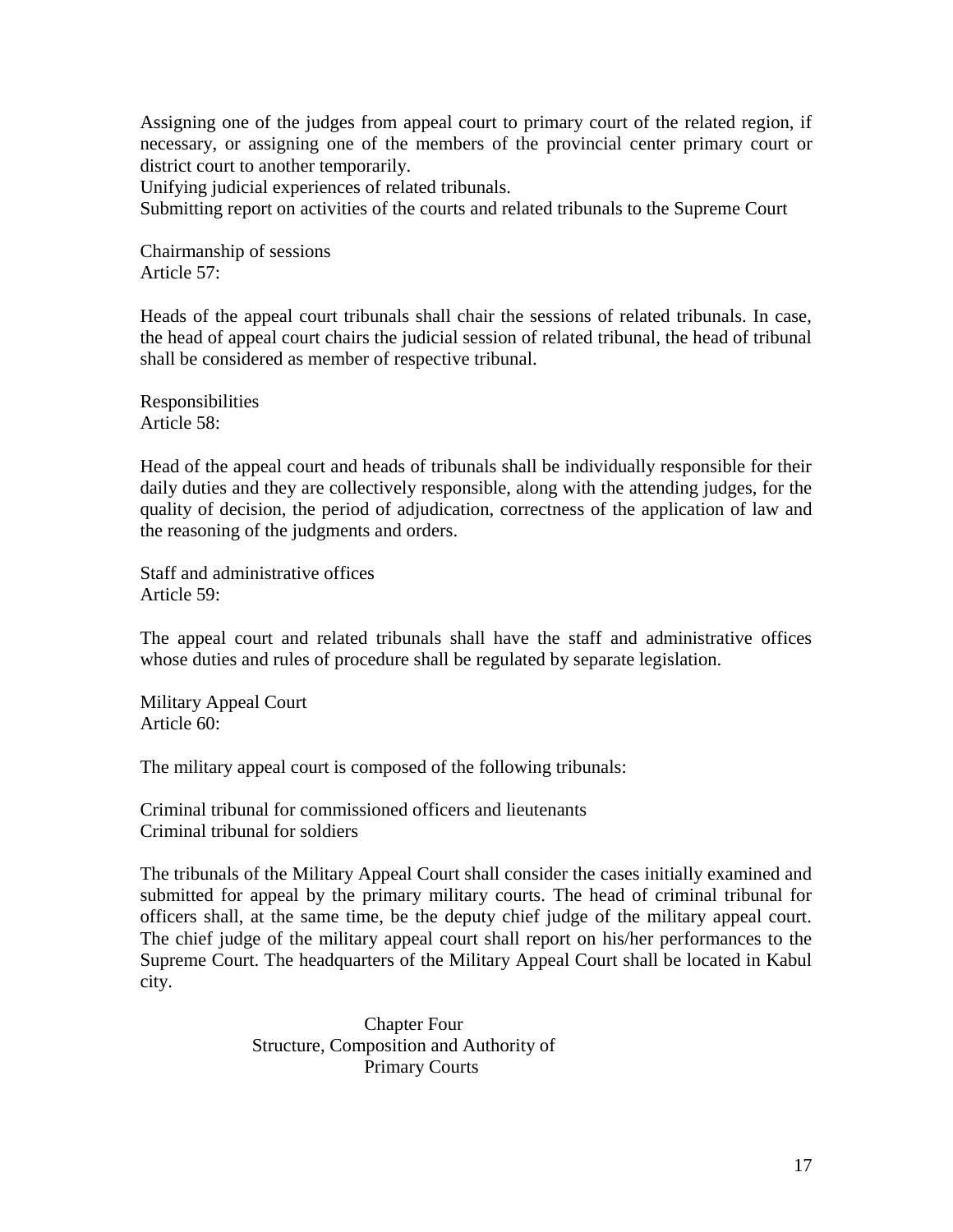Assigning one of the judges from appeal court to primary court of the related region, if necessary, or assigning one of the members of the provincial center primary court or district court to another temporarily.
Unifying judicial experiences of related tribunals.
Submitting report on activities of the courts and related tribunals to the Supreme Court

Chairmanship of sessions
Article 57:

Heads of the appeal court tribunals shall chair the sessions of related tribunals. In case, the head of appeal court chairs the judicial session of related tribunal, the head of tribunal shall be considered as member of respective tribunal.

Responsibilities
Article 58:

Head of the appeal court and heads of tribunals shall be individually responsible for their daily duties and they are collectively responsible, along with the attending judges, for the quality of decision, the period of adjudication, correctness of the application of law and the reasoning of the judgments and orders.

Staff and administrative offices
Article 59:

The appeal court and related tribunals shall have the staff and administrative offices whose duties and rules of procedure shall be regulated by separate legislation.

Military Appeal Court
Article 60:

The military appeal court is composed of the following tribunals:

Criminal tribunal for commissioned officers and lieutenants
Criminal tribunal for soldiers

The tribunals of the Military Appeal Court shall consider the cases initially examined and submitted for appeal by the primary military courts. The head of criminal tribunal for officers shall, at the same time, be the deputy chief judge of the military appeal court. The chief judge of the military appeal court shall report on his/her performances to the Supreme Court. The headquarters of the Military Appeal Court shall be located in Kabul city.

## Chapter Four
## Structure, Composition and Authority of Primary Courts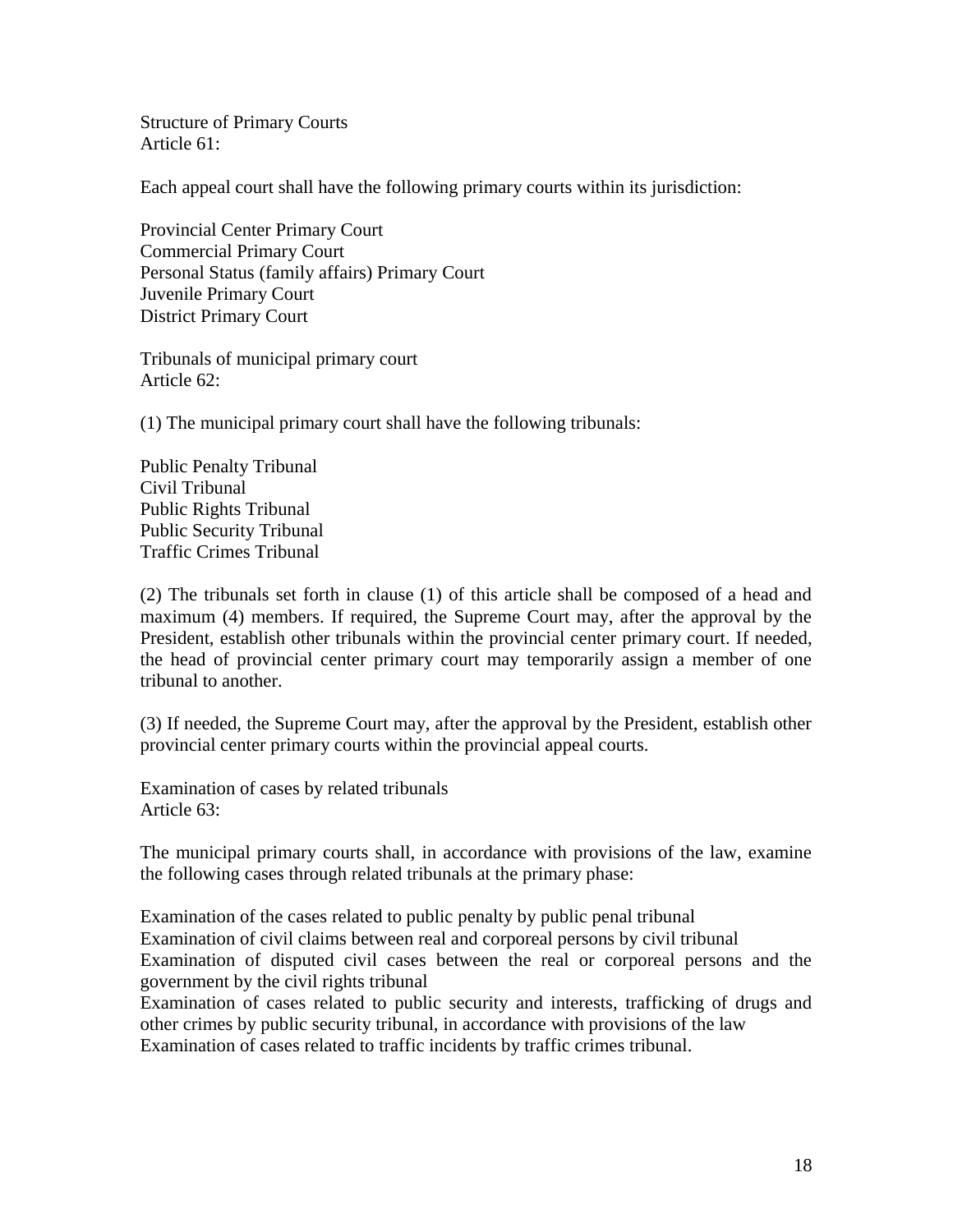Structure of Primary Courts
Article 61:

Each appeal court shall have the following primary courts within its jurisdiction:

Provincial Center Primary Court
Commercial Primary Court
Personal Status (family affairs) Primary Court
Juvenile Primary Court
District Primary Court

Tribunals of municipal primary court
Article 62:

(1) The municipal primary court shall have the following tribunals:

Public Penalty Tribunal
Civil Tribunal
Public Rights Tribunal
Public Security Tribunal
Traffic Crimes Tribunal

(2) The tribunals set forth in clause (1) of this article shall be composed of a head and maximum (4) members. If required, the Supreme Court may, after the approval by the President, establish other tribunals within the provincial center primary court. If needed, the head of provincial center primary court may temporarily assign a member of one tribunal to another.

(3) If needed, the Supreme Court may, after the approval by the President, establish other provincial center primary courts within the provincial appeal courts.

Examination of cases by related tribunals
Article 63:

The municipal primary courts shall, in accordance with provisions of the law, examine the following cases through related tribunals at the primary phase:

Examination of the cases related to public penalty by public penal tribunal
Examination of civil claims between real and corporeal persons by civil tribunal
Examination of disputed civil cases between the real or corporeal persons and the government by the civil rights tribunal
Examination of cases related to public security and interests, trafficking of drugs and other crimes by public security tribunal, in accordance with provisions of the law
Examination of cases related to traffic incidents by traffic crimes tribunal.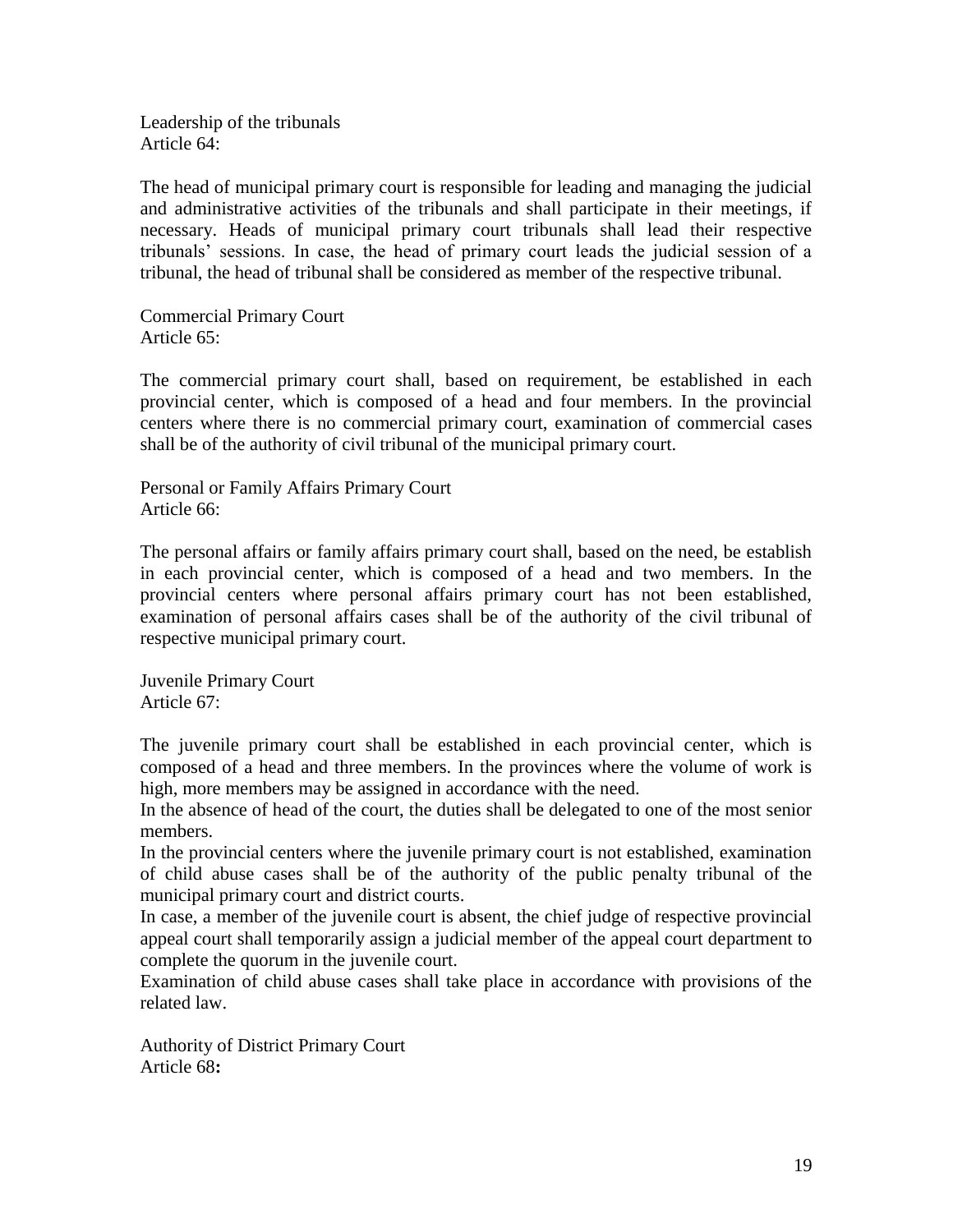Leadership of the tribunals
Article 64:

The head of municipal primary court is responsible for leading and managing the judicial and administrative activities of the tribunals and shall participate in their meetings, if necessary. Heads of municipal primary court tribunals shall lead their respective tribunals' sessions. In case, the head of primary court leads the judicial session of a tribunal, the head of tribunal shall be considered as member of the respective tribunal.

Commercial Primary Court
Article 65:

The commercial primary court shall, based on requirement, be established in each provincial center, which is composed of a head and four members. In the provincial centers where there is no commercial primary court, examination of commercial cases shall be of the authority of civil tribunal of the municipal primary court.

Personal or Family Affairs Primary Court
Article 66:

The personal affairs or family affairs primary court shall, based on the need, be establish in each provincial center, which is composed of a head and two members. In the provincial centers where personal affairs primary court has not been established, examination of personal affairs cases shall be of the authority of the civil tribunal of respective municipal primary court.

Juvenile Primary Court
Article 67:

The juvenile primary court shall be established in each provincial center, which is composed of a head and three members. In the provinces where the volume of work is high, more members may be assigned in accordance with the need.

In the absence of head of the court, the duties shall be delegated to one of the most senior members.

In the provincial centers where the juvenile primary court is not established, examination of child abuse cases shall be of the authority of the public penalty tribunal of the municipal primary court and district courts.

In case, a member of the juvenile court is absent, the chief judge of respective provincial appeal court shall temporarily assign a judicial member of the appeal court department to complete the quorum in the juvenile court.

Examination of child abuse cases shall take place in accordance with provisions of the related law.

Authority of District Primary Court
Article 68**:**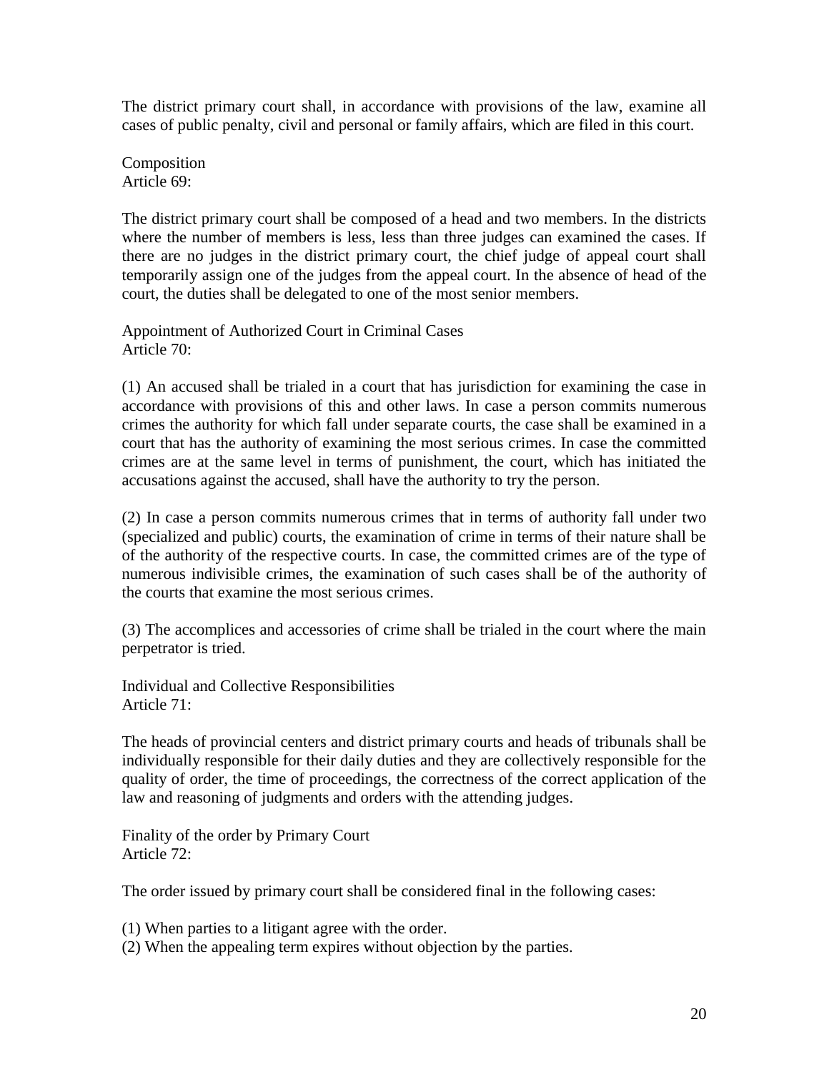The district primary court shall, in accordance with provisions of the law, examine all cases of public penalty, civil and personal or family affairs, which are filed in this court.

Composition
Article 69:

The district primary court shall be composed of a head and two members. In the districts where the number of members is less, less than three judges can examined the cases. If there are no judges in the district primary court, the chief judge of appeal court shall temporarily assign one of the judges from the appeal court. In the absence of head of the court, the duties shall be delegated to one of the most senior members.

Appointment of Authorized Court in Criminal Cases
Article 70:

(1) An accused shall be trialed in a court that has jurisdiction for examining the case in accordance with provisions of this and other laws. In case a person commits numerous crimes the authority for which fall under separate courts, the case shall be examined in a court that has the authority of examining the most serious crimes. In case the committed crimes are at the same level in terms of punishment, the court, which has initiated the accusations against the accused, shall have the authority to try the person.

(2) In case a person commits numerous crimes that in terms of authority fall under two (specialized and public) courts, the examination of crime in terms of their nature shall be of the authority of the respective courts. In case, the committed crimes are of the type of numerous indivisible crimes, the examination of such cases shall be of the authority of the courts that examine the most serious crimes.

(3) The accomplices and accessories of crime shall be trialed in the court where the main perpetrator is tried.

Individual and Collective Responsibilities
Article 71:

The heads of provincial centers and district primary courts and heads of tribunals shall be individually responsible for their daily duties and they are collectively responsible for the quality of order, the time of proceedings, the correctness of the correct application of the law and reasoning of judgments and orders with the attending judges.

Finality of the order by Primary Court
Article 72:

The order issued by primary court shall be considered final in the following cases:

(1) When parties to a litigant agree with the order.
(2) When the appealing term expires without objection by the parties.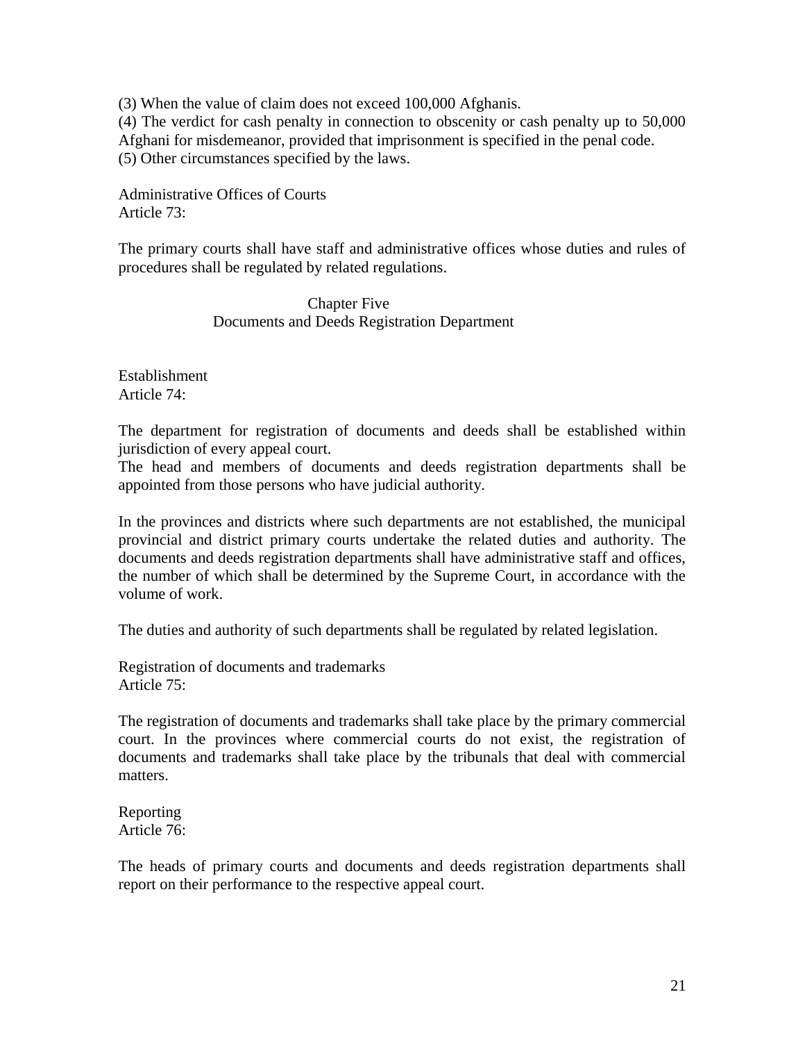(3) When the value of claim does not exceed 100,000 Afghanis.
(4) The verdict for cash penalty in connection to obscenity or cash penalty up to 50,000 Afghani for misdemeanor, provided that imprisonment is specified in the penal code.
(5) Other circumstances specified by the laws.

Administrative Offices of Courts
Article 73:

The primary courts shall have staff and administrative offices whose duties and rules of procedures shall be regulated by related regulations.

## Chapter Five
## Documents and Deeds Registration Department

Establishment
Article 74:

The department for registration of documents and deeds shall be established within jurisdiction of every appeal court.
The head and members of documents and deeds registration departments shall be appointed from those persons who have judicial authority.

In the provinces and districts where such departments are not established, the municipal provincial and district primary courts undertake the related duties and authority. The documents and deeds registration departments shall have administrative staff and offices, the number of which shall be determined by the Supreme Court, in accordance with the volume of work.

The duties and authority of such departments shall be regulated by related legislation.

Registration of documents and trademarks
Article 75:

The registration of documents and trademarks shall take place by the primary commercial court. In the provinces where commercial courts do not exist, the registration of documents and trademarks shall take place by the tribunals that deal with commercial matters.

Reporting
Article 76:

The heads of primary courts and documents and deeds registration departments shall report on their performance to the respective appeal court.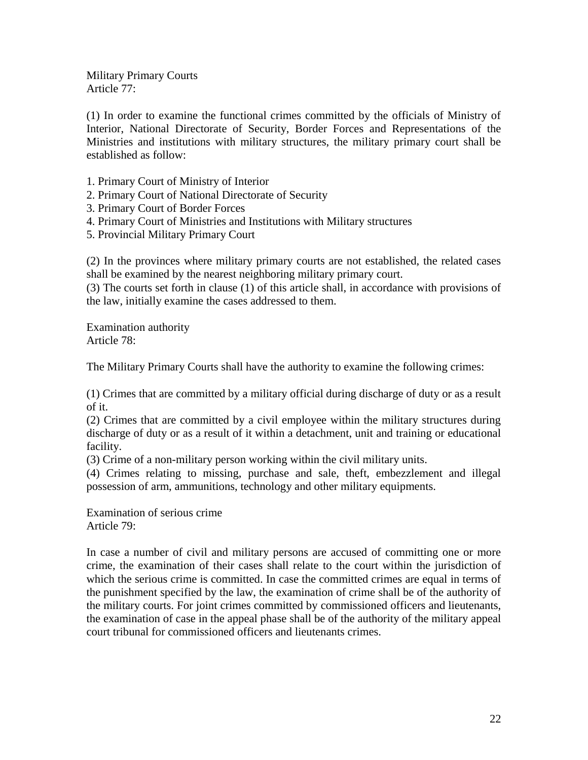Military Primary Courts
Article 77:

(1) In order to examine the functional crimes committed by the officials of Ministry of Interior, National Directorate of Security, Border Forces and Representations of the Ministries and institutions with military structures, the military primary court shall be established as follow:

1. Primary Court of Ministry of Interior
2. Primary Court of National Directorate of Security
3. Primary Court of Border Forces
4. Primary Court of Ministries and Institutions with Military structures
5. Provincial Military Primary Court

(2) In the provinces where military primary courts are not established, the related cases shall be examined by the nearest neighboring military primary court.
(3) The courts set forth in clause (1) of this article shall, in accordance with provisions of the law, initially examine the cases addressed to them.

Examination authority
Article 78:

The Military Primary Courts shall have the authority to examine the following crimes:

(1) Crimes that are committed by a military official during discharge of duty or as a result of it.
(2) Crimes that are committed by a civil employee within the military structures during discharge of duty or as a result of it within a detachment, unit and training or educational facility.
(3) Crime of a non-military person working within the civil military units.
(4) Crimes relating to missing, purchase and sale, theft, embezzlement and illegal possession of arm, ammunitions, technology and other military equipments.

Examination of serious crime
Article 79:

In case a number of civil and military persons are accused of committing one or more crime, the examination of their cases shall relate to the court within the jurisdiction of which the serious crime is committed. In case the committed crimes are equal in terms of the punishment specified by the law, the examination of crime shall be of the authority of the military courts. For joint crimes committed by commissioned officers and lieutenants, the examination of case in the appeal phase shall be of the authority of the military appeal court tribunal for commissioned officers and lieutenants crimes.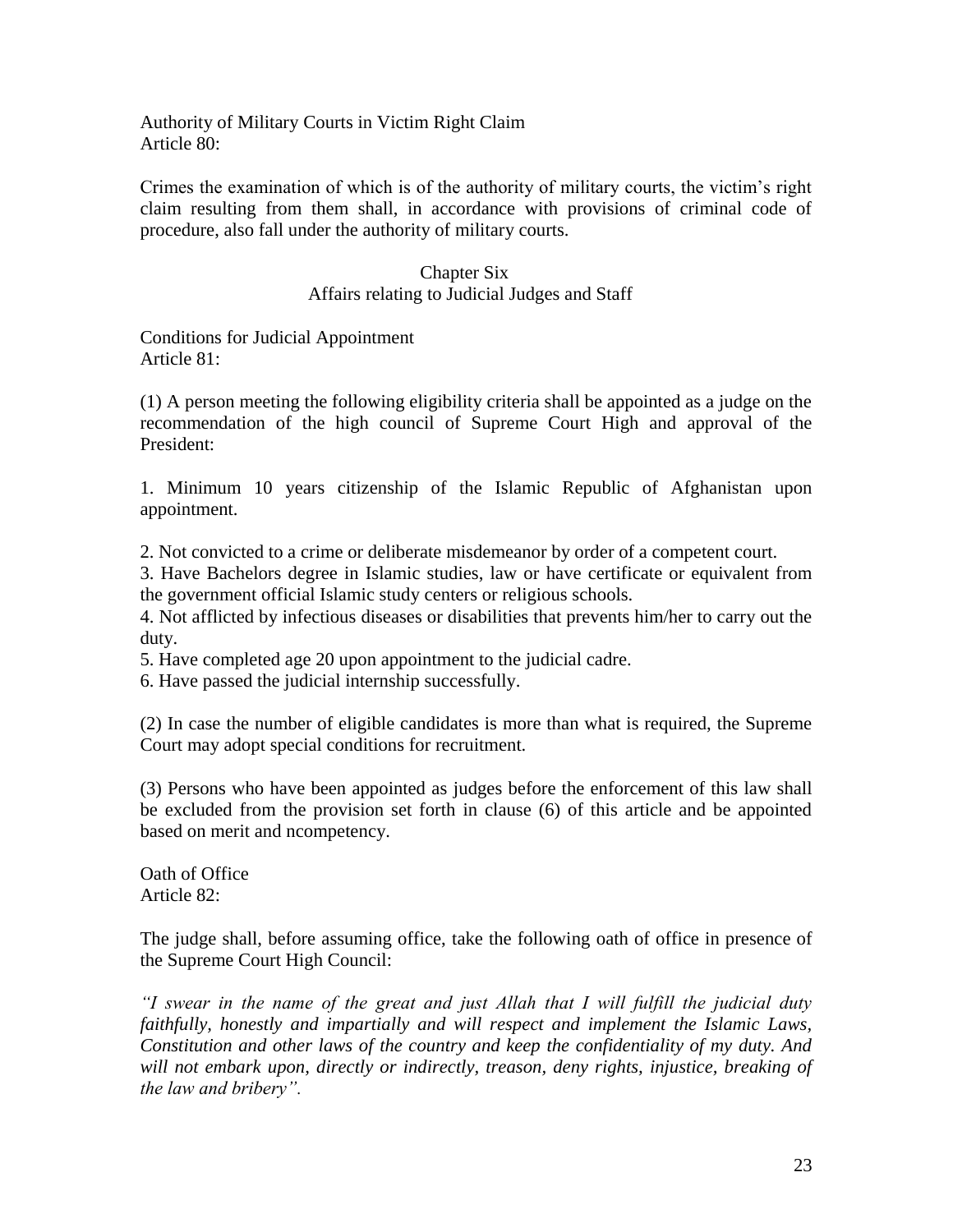Authority of Military Courts in Victim Right Claim
Article 80:

Crimes the examination of which is of the authority of military courts, the victim's right claim resulting from them shall, in accordance with provisions of criminal code of procedure, also fall under the authority of military courts.

## Chapter Six
## Affairs relating to Judicial Judges and Staff

Conditions for Judicial Appointment
Article 81:

(1) A person meeting the following eligibility criteria shall be appointed as a judge on the recommendation of the high council of Supreme Court High and approval of the President:

1. Minimum 10 years citizenship of the Islamic Republic of Afghanistan upon appointment.

2. Not convicted to a crime or deliberate misdemeanor by order of a competent court.
3. Have Bachelors degree in Islamic studies, law or have certificate or equivalent from the government official Islamic study centers or religious schools.
4. Not afflicted by infectious diseases or disabilities that prevents him/her to carry out the duty.
5. Have completed age 20 upon appointment to the judicial cadre.
6. Have passed the judicial internship successfully.

(2) In case the number of eligible candidates is more than what is required, the Supreme Court may adopt special conditions for recruitment.

(3) Persons who have been appointed as judges before the enforcement of this law shall be excluded from the provision set forth in clause (6) of this article and be appointed based on merit and ncompetency.

Oath of Office
Article 82:

The judge shall, before assuming office, take the following oath of office in presence of the Supreme Court High Council:

*"I swear in the name of the great and just Allah that I will fulfill the judicial duty faithfully, honestly and impartially and will respect and implement the Islamic Laws, Constitution and other laws of the country and keep the confidentiality of my duty. And will not embark upon, directly or indirectly, treason, deny rights, injustice, breaking of the law and bribery".*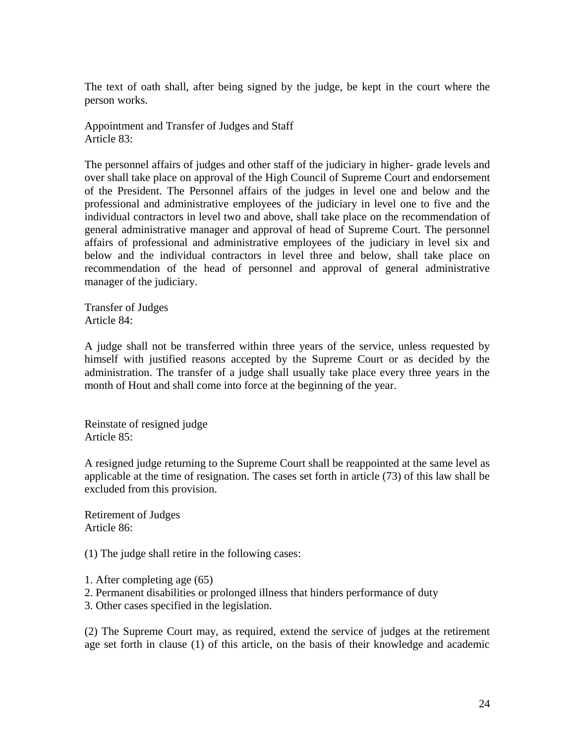The text of oath shall, after being signed by the judge, be kept in the court where the person works.

### Appointment and Transfer of Judges and Staff
### Article 83:

The personnel affairs of judges and other staff of the judiciary in higher- grade levels and over shall take place on approval of the High Council of Supreme Court and endorsement of the President. The Personnel affairs of the judges in level one and below and the professional and administrative employees of the judiciary in level one to five and the individual contractors in level two and above, shall take place on the recommendation of general administrative manager and approval of head of Supreme Court. The personnel affairs of professional and administrative employees of the judiciary in level six and below and the individual contractors in level three and below, shall take place on recommendation of the head of personnel and approval of general administrative manager of the judiciary.

### Transfer of Judges
### Article 84:

A judge shall not be transferred within three years of the service, unless requested by himself with justified reasons accepted by the Supreme Court or as decided by the administration. The transfer of a judge shall usually take place every three years in the month of Hout and shall come into force at the beginning of the year.

### Reinstate of resigned judge
### Article 85:

A resigned judge returning to the Supreme Court shall be reappointed at the same level as applicable at the time of resignation. The cases set forth in article (73) of this law shall be excluded from this provision.

### Retirement of Judges
### Article 86:

(1) The judge shall retire in the following cases:

1. After completing age (65)
2. Permanent disabilities or prolonged illness that hinders performance of duty
3. Other cases specified in the legislation.

(2) The Supreme Court may, as required, extend the service of judges at the retirement age set forth in clause (1) of this article, on the basis of their knowledge and academic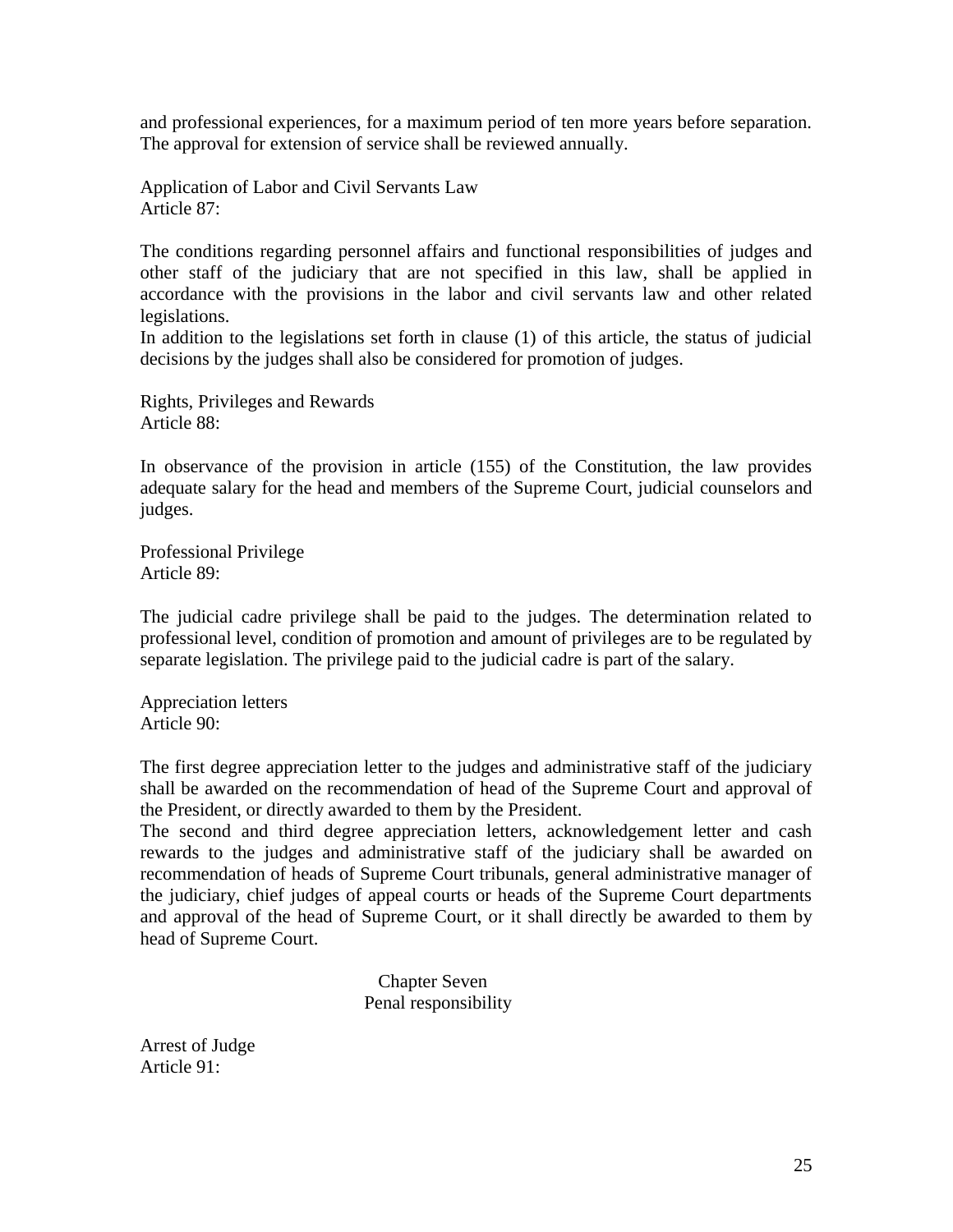and professional experiences, for a maximum period of ten more years before separation. The approval for extension of service shall be reviewed annually.

Application of Labor and Civil Servants Law
Article 87:

The conditions regarding personnel affairs and functional responsibilities of judges and other staff of the judiciary that are not specified in this law, shall be applied in accordance with the provisions in the labor and civil servants law and other related legislations.
In addition to the legislations set forth in clause (1) of this article, the status of judicial decisions by the judges shall also be considered for promotion of judges.

Rights, Privileges and Rewards
Article 88:

In observance of the provision in article (155) of the Constitution, the law provides adequate salary for the head and members of the Supreme Court, judicial counselors and judges.

Professional Privilege
Article 89:

The judicial cadre privilege shall be paid to the judges. The determination related to professional level, condition of promotion and amount of privileges are to be regulated by separate legislation. The privilege paid to the judicial cadre is part of the salary.

Appreciation letters
Article 90:

The first degree appreciation letter to the judges and administrative staff of the judiciary shall be awarded on the recommendation of head of the Supreme Court and approval of the President, or directly awarded to them by the President.
The second and third degree appreciation letters, acknowledgement letter and cash rewards to the judges and administrative staff of the judiciary shall be awarded on recommendation of heads of Supreme Court tribunals, general administrative manager of the judiciary, chief judges of appeal courts or heads of the Supreme Court departments and approval of the head of Supreme Court, or it shall directly be awarded to them by head of Supreme Court.

## Chapter Seven
## Penal responsibility

Arrest of Judge
Article 91: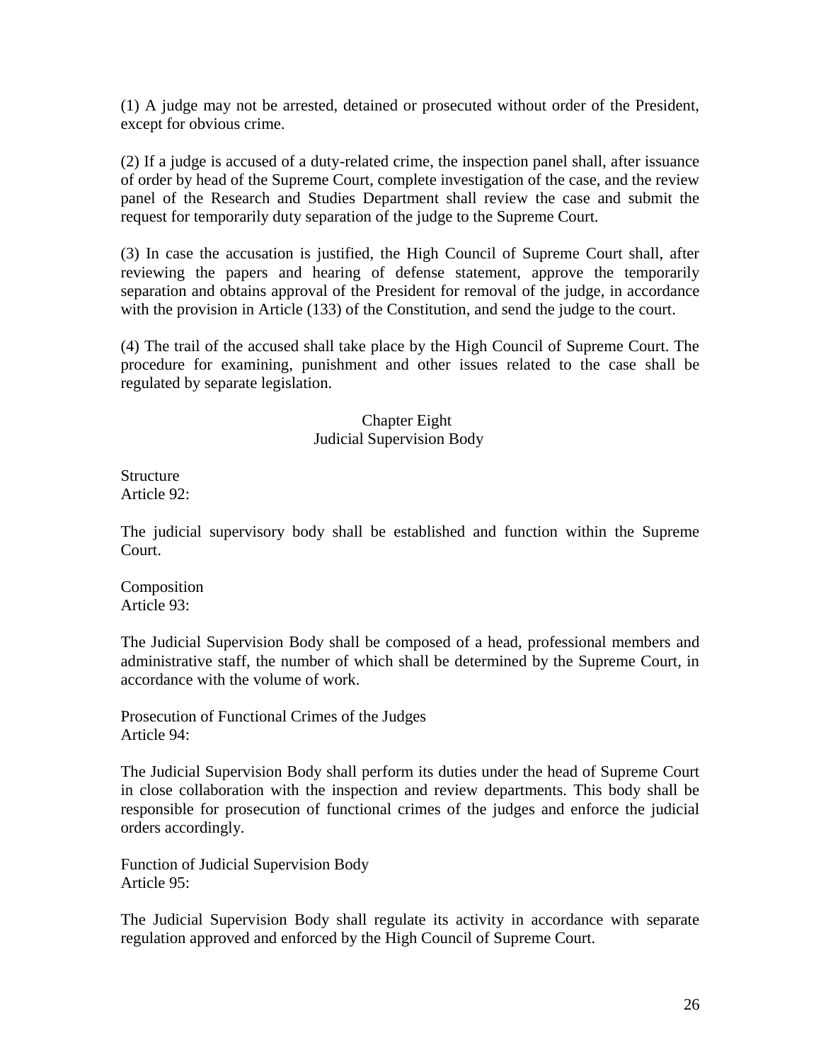(1) A judge may not be arrested, detained or prosecuted without order of the President, except for obvious crime.

(2) If a judge is accused of a duty-related crime, the inspection panel shall, after issuance of order by head of the Supreme Court, complete investigation of the case, and the review panel of the Research and Studies Department shall review the case and submit the request for temporarily duty separation of the judge to the Supreme Court.

(3) In case the accusation is justified, the High Council of Supreme Court shall, after reviewing the papers and hearing of defense statement, approve the temporarily separation and obtains approval of the President for removal of the judge, in accordance with the provision in Article (133) of the Constitution, and send the judge to the court.

(4) The trail of the accused shall take place by the High Council of Supreme Court. The procedure for examining, punishment and other issues related to the case shall be regulated by separate legislation.

## Chapter Eight
## Judicial Supervision Body

Structure
Article 92:

The judicial supervisory body shall be established and function within the Supreme Court.

Composition
Article 93:

The Judicial Supervision Body shall be composed of a head, professional members and administrative staff, the number of which shall be determined by the Supreme Court, in accordance with the volume of work.

Prosecution of Functional Crimes of the Judges
Article 94:

The Judicial Supervision Body shall perform its duties under the head of Supreme Court in close collaboration with the inspection and review departments. This body shall be responsible for prosecution of functional crimes of the judges and enforce the judicial orders accordingly.

Function of Judicial Supervision Body
Article 95:

The Judicial Supervision Body shall regulate its activity in accordance with separate regulation approved and enforced by the High Council of Supreme Court.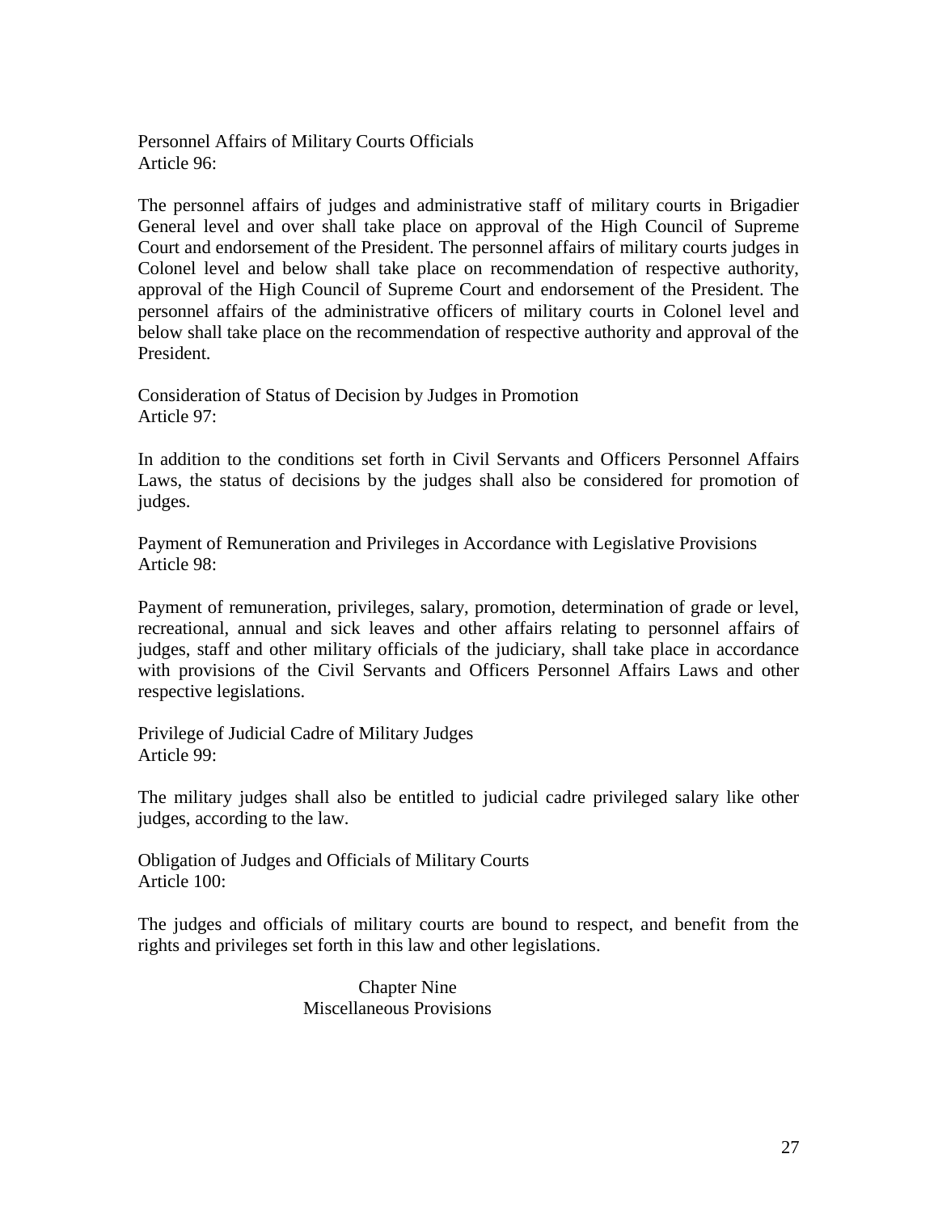Personnel Affairs of Military Courts Officials
Article 96:

The personnel affairs of judges and administrative staff of military courts in Brigadier General level and over shall take place on approval of the High Council of Supreme Court and endorsement of the President. The personnel affairs of military courts judges in Colonel level and below shall take place on recommendation of respective authority, approval of the High Council of Supreme Court and endorsement of the President. The personnel affairs of the administrative officers of military courts in Colonel level and below shall take place on the recommendation of respective authority and approval of the President.

Consideration of Status of Decision by Judges in Promotion
Article 97:

In addition to the conditions set forth in Civil Servants and Officers Personnel Affairs Laws, the status of decisions by the judges shall also be considered for promotion of judges.

Payment of Remuneration and Privileges in Accordance with Legislative Provisions
Article 98:

Payment of remuneration, privileges, salary, promotion, determination of grade or level, recreational, annual and sick leaves and other affairs relating to personnel affairs of judges, staff and other military officials of the judiciary, shall take place in accordance with provisions of the Civil Servants and Officers Personnel Affairs Laws and other respective legislations.

Privilege of Judicial Cadre of Military Judges
Article 99:

The military judges shall also be entitled to judicial cadre privileged salary like other judges, according to the law.

Obligation of Judges and Officials of Military Courts
Article 100:

The judges and officials of military courts are bound to respect, and benefit from the rights and privileges set forth in this law and other legislations.

## Chapter Nine
## Miscellaneous Provisions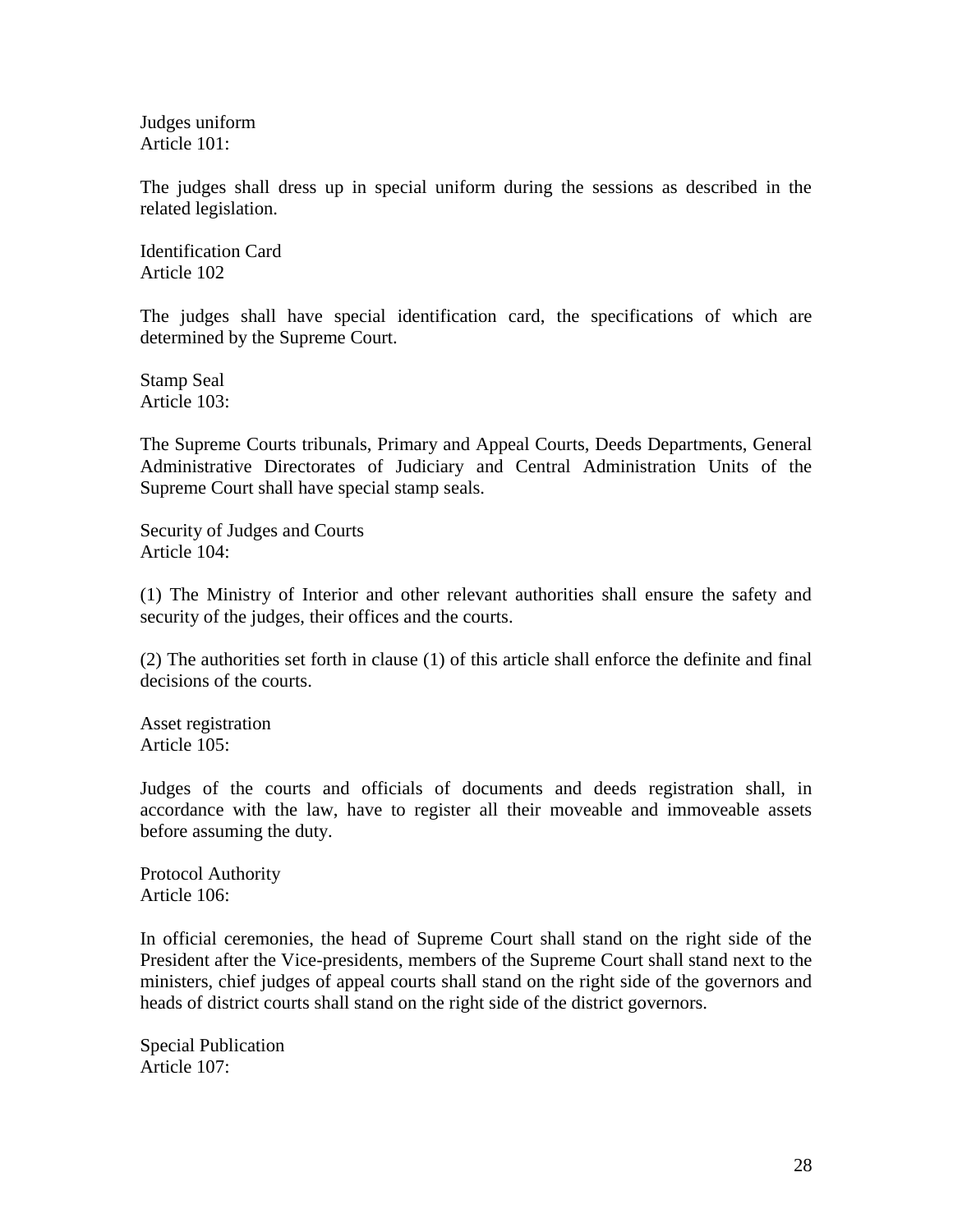Judges uniform
Article 101:

The judges shall dress up in special uniform during the sessions as described in the related legislation.

Identification Card
Article 102

The judges shall have special identification card, the specifications of which are determined by the Supreme Court.

Stamp Seal
Article 103:

The Supreme Courts tribunals, Primary and Appeal Courts, Deeds Departments, General Administrative Directorates of Judiciary and Central Administration Units of the Supreme Court shall have special stamp seals.

Security of Judges and Courts
Article 104:

(1) The Ministry of Interior and other relevant authorities shall ensure the safety and security of the judges, their offices and the courts.

(2) The authorities set forth in clause (1) of this article shall enforce the definite and final decisions of the courts.

Asset registration
Article 105:

Judges of the courts and officials of documents and deeds registration shall, in accordance with the law, have to register all their moveable and immoveable assets before assuming the duty.

Protocol Authority
Article 106:

In official ceremonies, the head of Supreme Court shall stand on the right side of the President after the Vice-presidents, members of the Supreme Court shall stand next to the ministers, chief judges of appeal courts shall stand on the right side of the governors and heads of district courts shall stand on the right side of the district governors.

Special Publication
Article 107: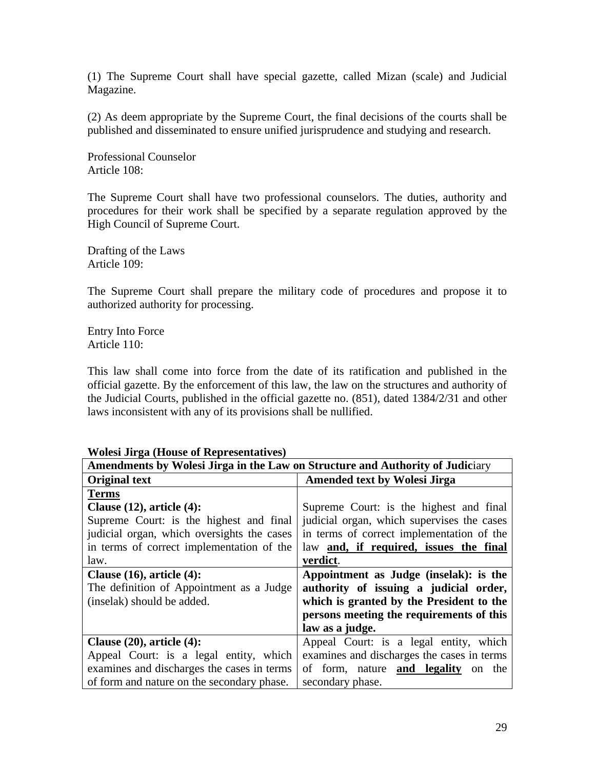(1) The Supreme Court shall have special gazette, called Mizan (scale) and Judicial Magazine.

(2) As deem appropriate by the Supreme Court, the final decisions of the courts shall be published and disseminated to ensure unified jurisprudence and studying and research.

Professional Counselor
Article 108:

The Supreme Court shall have two professional counselors. The duties, authority and procedures for their work shall be specified by a separate regulation approved by the High Council of Supreme Court.

Drafting of the Laws
Article 109:

The Supreme Court shall prepare the military code of procedures and propose it to authorized authority for processing.

Entry Into Force
Article 110:

This law shall come into force from the date of its ratification and published in the official gazette. By the enforcement of this law, the law on the structures and authority of the Judicial Courts, published in the official gazette no. (851), dated 1384/2/31 and other laws inconsistent with any of its provisions shall be nullified.

**Wolesi Jirga (House of Representatives)**

| **Amendments by Wolesi Jirga in the Law on Structure and Authority of Judic**iary | |
|---|---|
| **Original text** | **Amended text by Wolesi Jirga** |
| **<u>Terms</u>**<br>**Clause (12), article (4):**<br>Supreme Court: is the highest and final judicial organ, which oversights the cases in terms of correct implementation of the law. | Supreme Court: is the highest and final judicial organ, which supervises the cases in terms of correct implementation of the law **<u>and, if required, issues the final verdict</u>**. |
| **Clause (16), article (4):**<br>The definition of Appointment as a Judge (inselak) should be added. | **Appointment as Judge (inselak): is the authority of issuing a judicial order, which is granted by the President to the persons meeting the requirements of this law as a judge.** |
| **Clause (20), article (4):**<br>Appeal Court: is a legal entity, which examines and discharges the cases in terms of form and nature on the secondary phase. | Appeal Court: is a legal entity, which examines and discharges the cases in terms of form, nature **<u>and legality</u>** on the secondary phase. |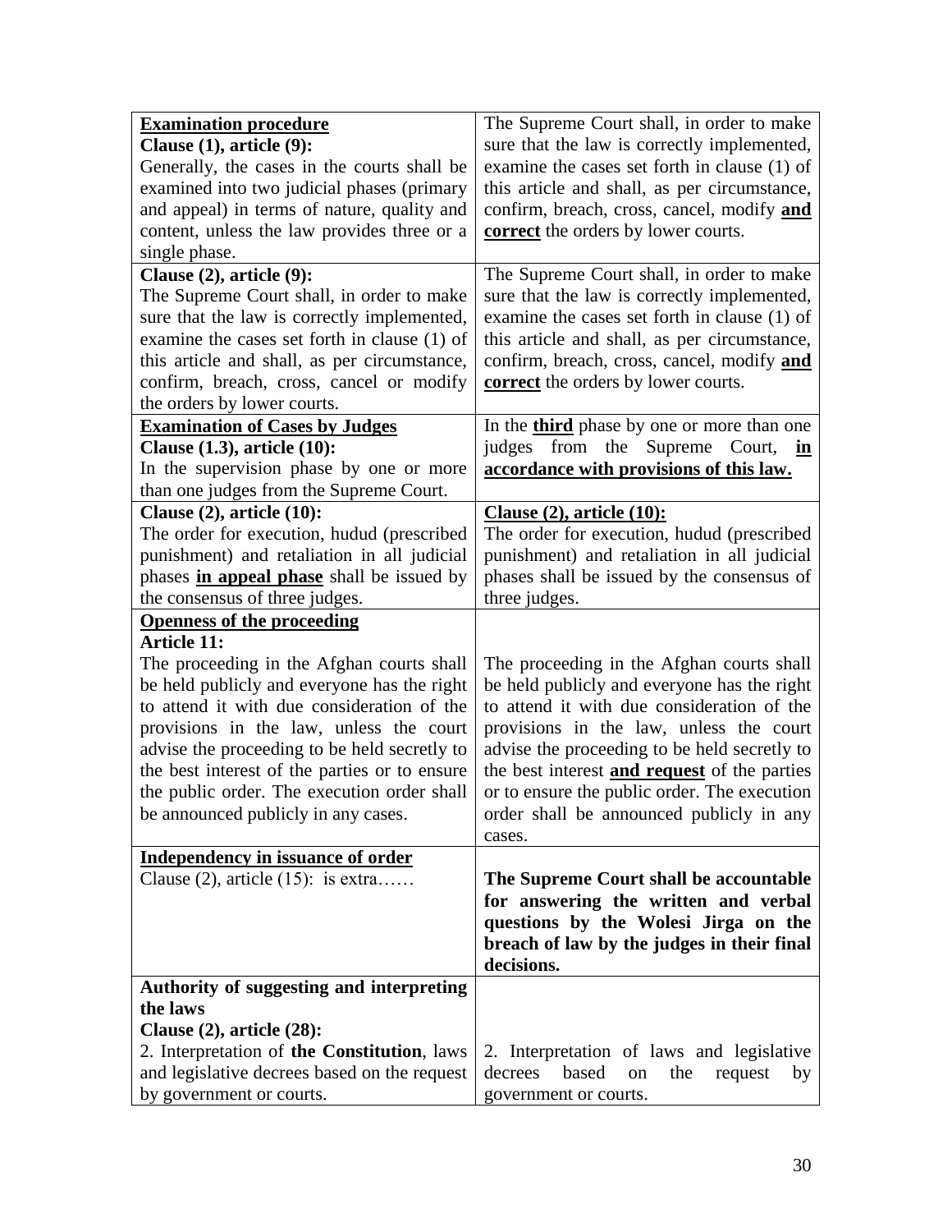| | |
|---|---|
| **<u>Examination procedure</u>**<br>**Clause (1), article (9):**<br>Generally, the cases in the courts shall be examined into two judicial phases (primary and appeal) in terms of nature, quality and content, unless the law provides three or a single phase. | The Supreme Court shall, in order to make sure that the law is correctly implemented, examine the cases set forth in clause (1) of this article and shall, as per circumstance, confirm, breach, cross, cancel, modify **<u>and correct</u>** the orders by lower courts. |
| **Clause (2), article (9):**<br>The Supreme Court shall, in order to make sure that the law is correctly implemented, examine the cases set forth in clause (1) of this article and shall, as per circumstance, confirm, breach, cross, cancel or modify the orders by lower courts. | The Supreme Court shall, in order to make sure that the law is correctly implemented, examine the cases set forth in clause (1) of this article and shall, as per circumstance, confirm, breach, cross, cancel, modify **<u>and correct</u>** the orders by lower courts. |
| **<u>Examination of Cases by Judges</u>**<br>**Clause (1.3), article (10):**<br>In the supervision phase by one or more than one judges from the Supreme Court. | In the **<u>third</u>** phase by one or more than one judges from the Supreme Court, **<u>in accordance with provisions of this law.</u>** |
| **Clause (2), article (10):**<br>The order for execution, hudud (prescribed punishment) and retaliation in all judicial phases **<u>in appeal phase</u>** shall be issued by the consensus of three judges. | **<u>Clause (2), article (10):</u>**<br>The order for execution, hudud (prescribed punishment) and retaliation in all judicial phases shall be issued by the consensus of three judges. |
| **<u>Openness of the proceeding</u>**<br>**Article 11:**<br>The proceeding in the Afghan courts shall be held publicly and everyone has the right to attend it with due consideration of the provisions in the law, unless the court advise the proceeding to be held secretly to the best interest of the parties or to ensure the public order. The execution order shall be announced publicly in any cases. | The proceeding in the Afghan courts shall be held publicly and everyone has the right to attend it with due consideration of the provisions in the law, unless the court advise the proceeding to be held secretly to the best interest **<u>and request</u>** of the parties or to ensure the public order. The execution order shall be announced publicly in any cases. |
| **<u>Independency in issuance of order</u>**<br>Clause (2), article (15): is extra…… | **The Supreme Court shall be accountable for answering the written and verbal questions by the Wolesi Jirga on the breach of law by the judges in their final decisions.** |
| **Authority of suggesting and interpreting the laws**<br>**Clause (2), article (28):**<br>2. Interpretation of **the Constitution**, laws and legislative decrees based on the request by government or courts. | 2. Interpretation of laws and legislative decrees based on the request by government or courts. |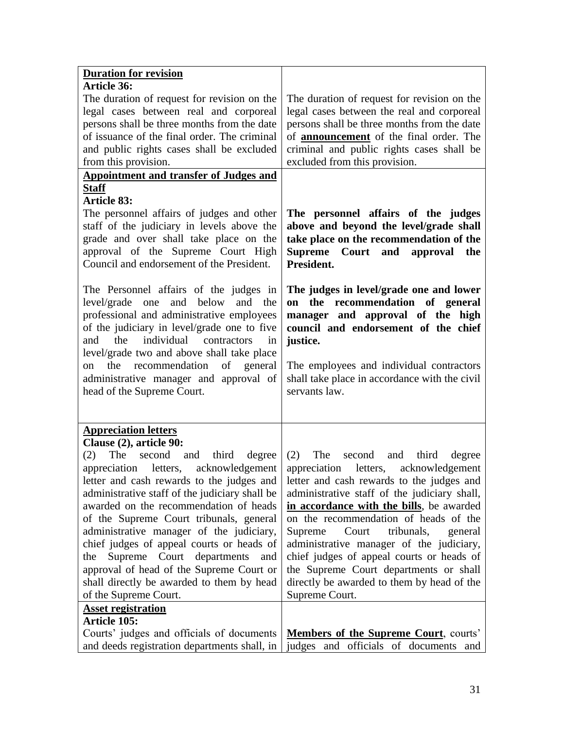| | |
|---|---|
| **<u>Duration for revision</u>**<br>**Article 36:**<br>The duration of request for revision on the legal cases between real and corporeal persons shall be three months from the date of issuance of the final order. The criminal and public rights cases shall be excluded from this provision. | The duration of request for revision on the legal cases between the real and corporeal persons shall be three months from the date of **<u>announcement</u>** of the final order. The criminal and public rights cases shall be excluded from this provision. |
| **<u>Appointment and transfer of Judges and Staff</u>**<br>**Article 83:**<br>The personnel affairs of judges and other staff of the judiciary in levels above the grade and over shall take place on the approval of the Supreme Court High Council and endorsement of the President.<br><br>The Personnel affairs of the judges in level/grade one and below and the professional and administrative employees of the judiciary in level/grade one to five and the individual contractors in level/grade two and above shall take place on the recommendation of general administrative manager and approval of head of the Supreme Court. | **The personnel affairs of the judges above and beyond the level/grade shall take place on the recommendation of the Supreme Court and approval the President.**<br><br>**The judges in level/grade one and lower on the recommendation of general manager and approval of the high council and endorsement of the chief justice.**<br><br>The employees and individual contractors shall take place in accordance with the civil servants law. |
| **<u>Appreciation letters</u>**<br>**Clause (2), article 90:**<br>(2) The second and third degree appreciation letters, acknowledgement letter and cash rewards to the judges and administrative staff of the judiciary shall be awarded on the recommendation of heads of the Supreme Court tribunals, general administrative manager of the judiciary, chief judges of appeal courts or heads of the Supreme Court departments and approval of head of the Supreme Court or shall directly be awarded to them by head of the Supreme Court. | (2) The second and third degree appreciation letters, acknowledgement letter and cash rewards to the judges and administrative staff of the judiciary shall, **<u>in accordance with the bills</u>**, be awarded on the recommendation of heads of the Supreme Court tribunals, general administrative manager of the judiciary, chief judges of appeal courts or heads of the Supreme Court departments or shall directly be awarded to them by head of the Supreme Court. |
| **<u>Asset registration</u>**<br>**Article 105:**<br>Courts' judges and officials of documents and deeds registration departments shall, in | **<u>Members of the Supreme Court</u>**, courts' judges and officials of documents and |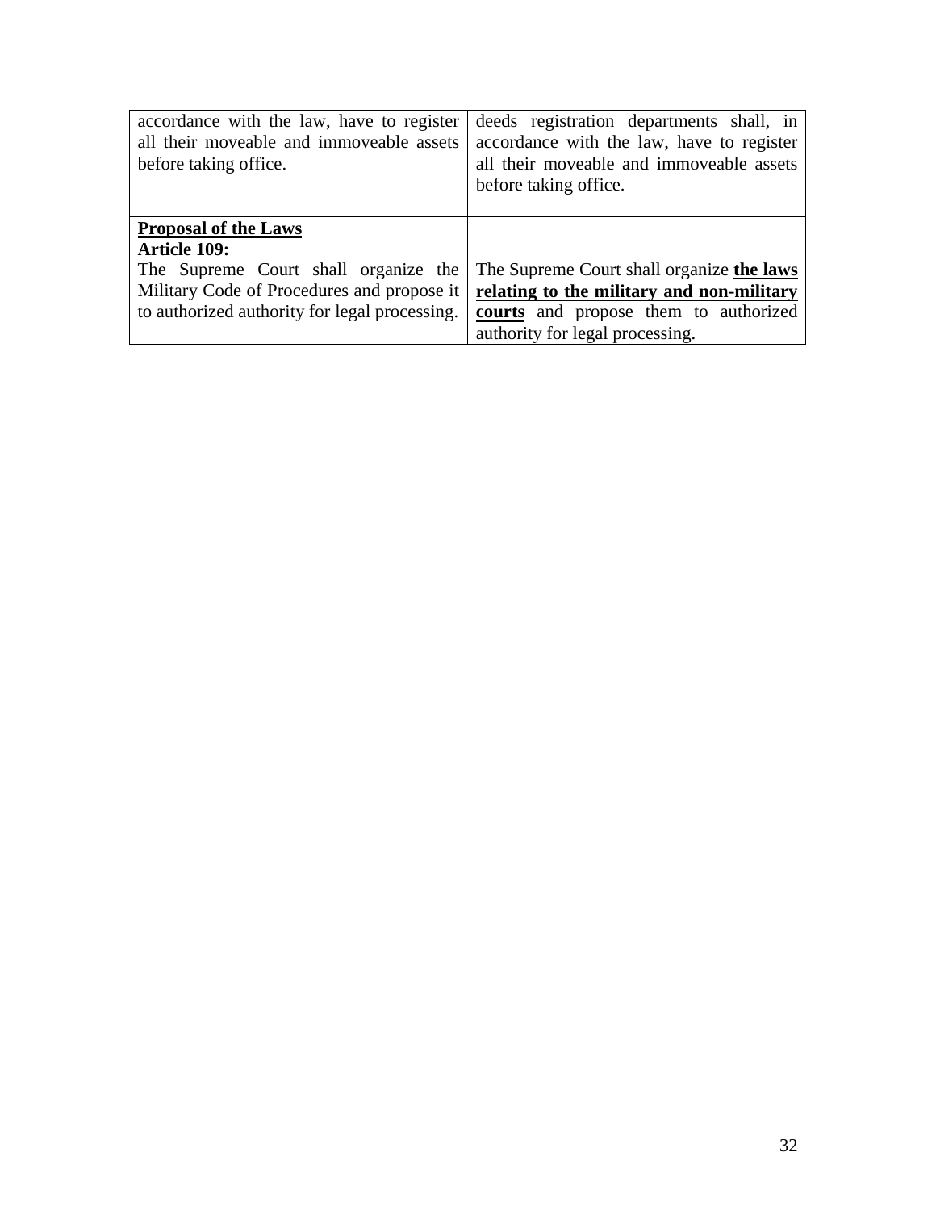| | |
|---|---|
| accordance with the law, have to register all their moveable and immoveable assets before taking office. | deeds registration departments shall, in accordance with the law, have to register all their moveable and immoveable assets before taking office. |
| **<u>Proposal of the Laws</u>**<br>**Article 109:**<br>The Supreme Court shall organize the Military Code of Procedures and propose it to authorized authority for legal processing. | The Supreme Court shall organize **<u>the laws relating to the military and non-military courts</u>** and propose them to authorized authority for legal processing. |